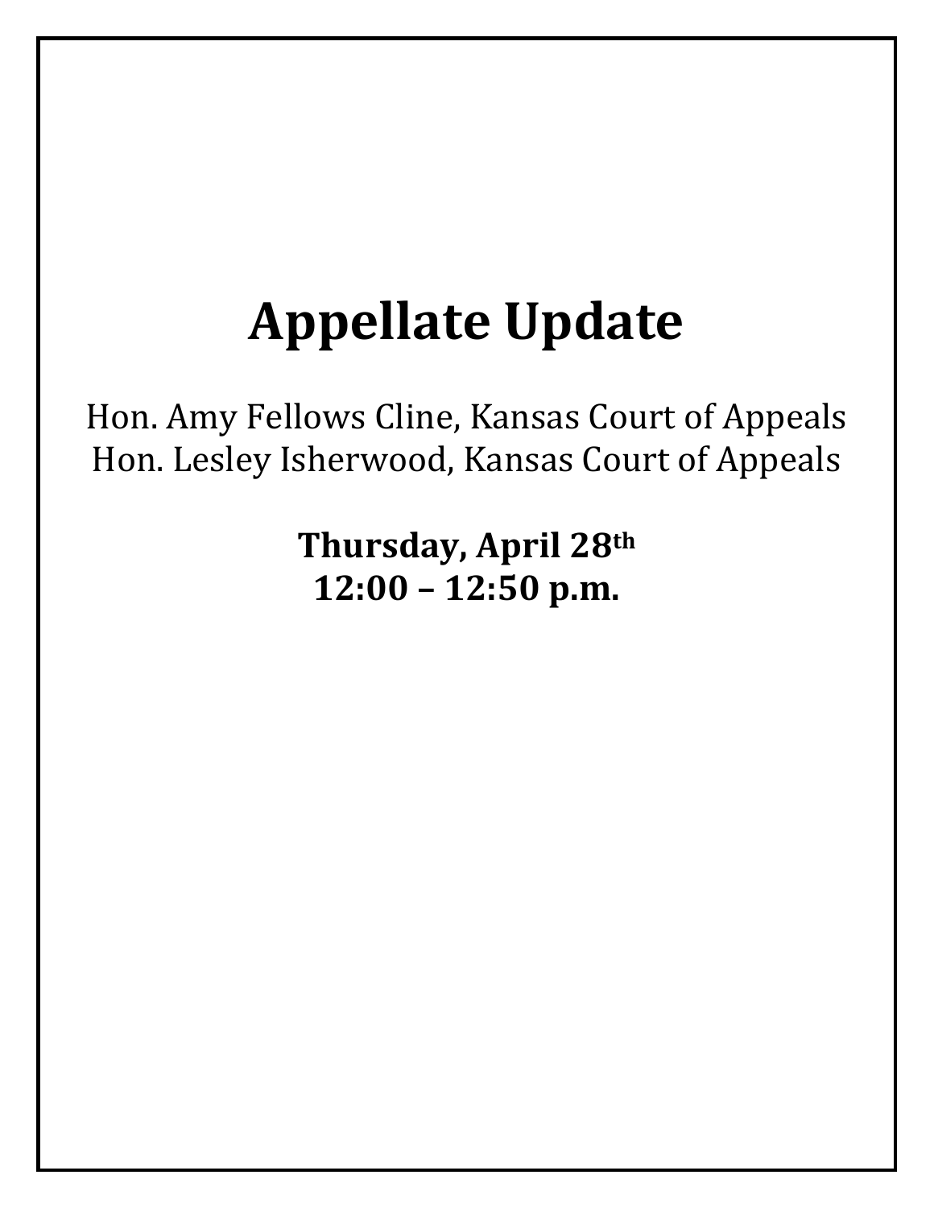# Appellate Update

Hon. Amy Fellows Cline, Kansas Court of Appeals
Hon. Lesley Isherwood, Kansas Court of Appeals

**Thursday, April 28th**
**12:00 – 12:50 p.m.**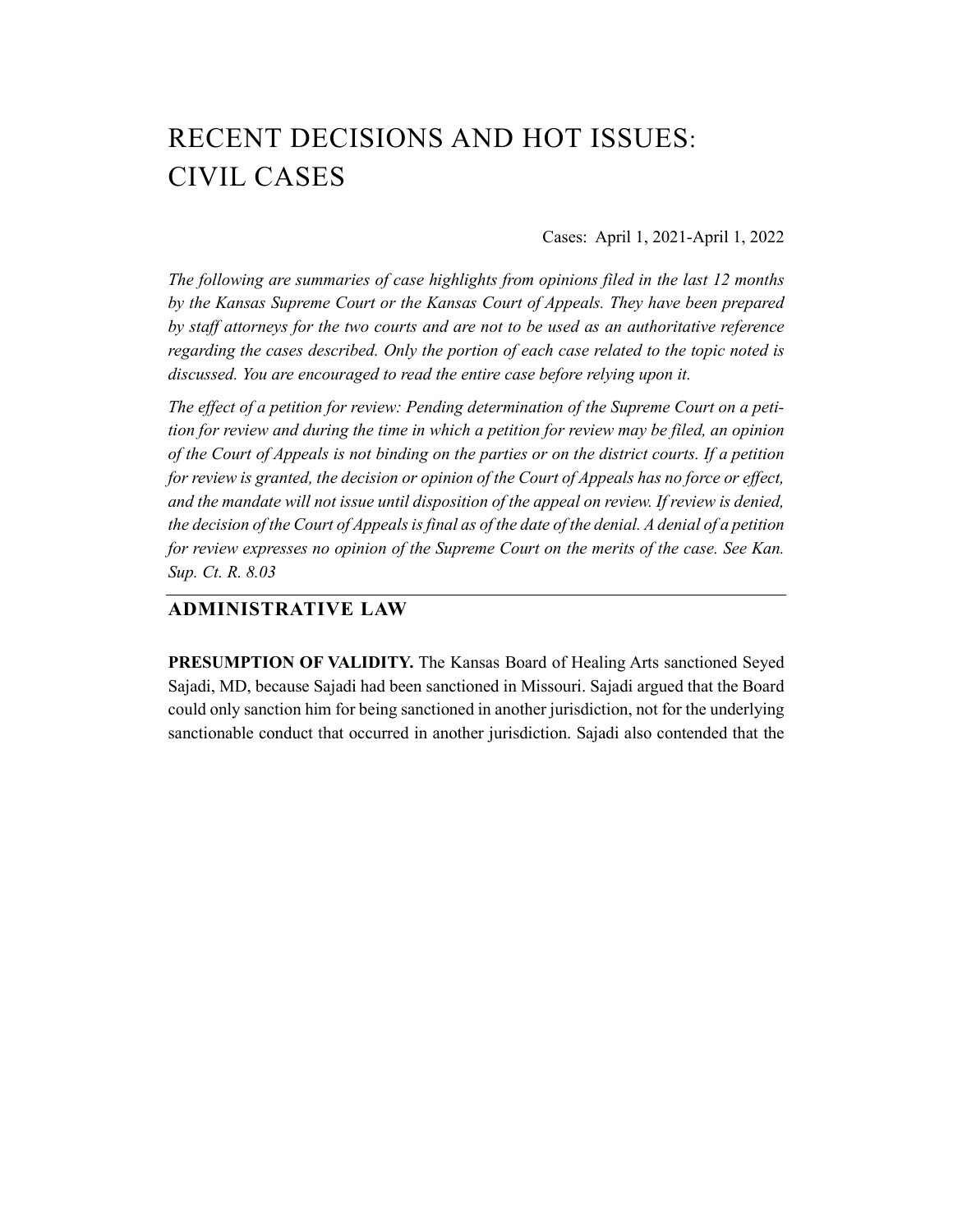# RECENT DECISIONS AND HOT ISSUES: CIVIL CASES

Cases: April 1, 2021-April 1, 2022

*The following are summaries of case highlights from opinions filed in the last 12 months by the Kansas Supreme Court or the Kansas Court of Appeals. They have been prepared by staff attorneys for the two courts and are not to be used as an authoritative reference regarding the cases described. Only the portion of each case related to the topic noted is discussed. You are encouraged to read the entire case before relying upon it.*

*The effect of a petition for review: Pending determination of the Supreme Court on a petition for review and during the time in which a petition for review may be filed, an opinion of the Court of Appeals is not binding on the parties or on the district courts. If a petition for review is granted, the decision or opinion of the Court of Appeals has no force or effect, and the mandate will not issue until disposition of the appeal on review. If review is denied, the decision of the Court of Appeals is final as of the date of the denial. A denial of a petition for review expresses no opinion of the Supreme Court on the merits of the case. See Kan. Sup. Ct. R. 8.03*

## ADMINISTRATIVE LAW

**PRESUMPTION OF VALIDITY.** The Kansas Board of Healing Arts sanctioned Seyed Sajadi, MD, because Sajadi had been sanctioned in Missouri. Sajadi argued that the Board could only sanction him for being sanctioned in another jurisdiction, not for the underlying sanctionable conduct that occurred in another jurisdiction. Sajadi also contended that the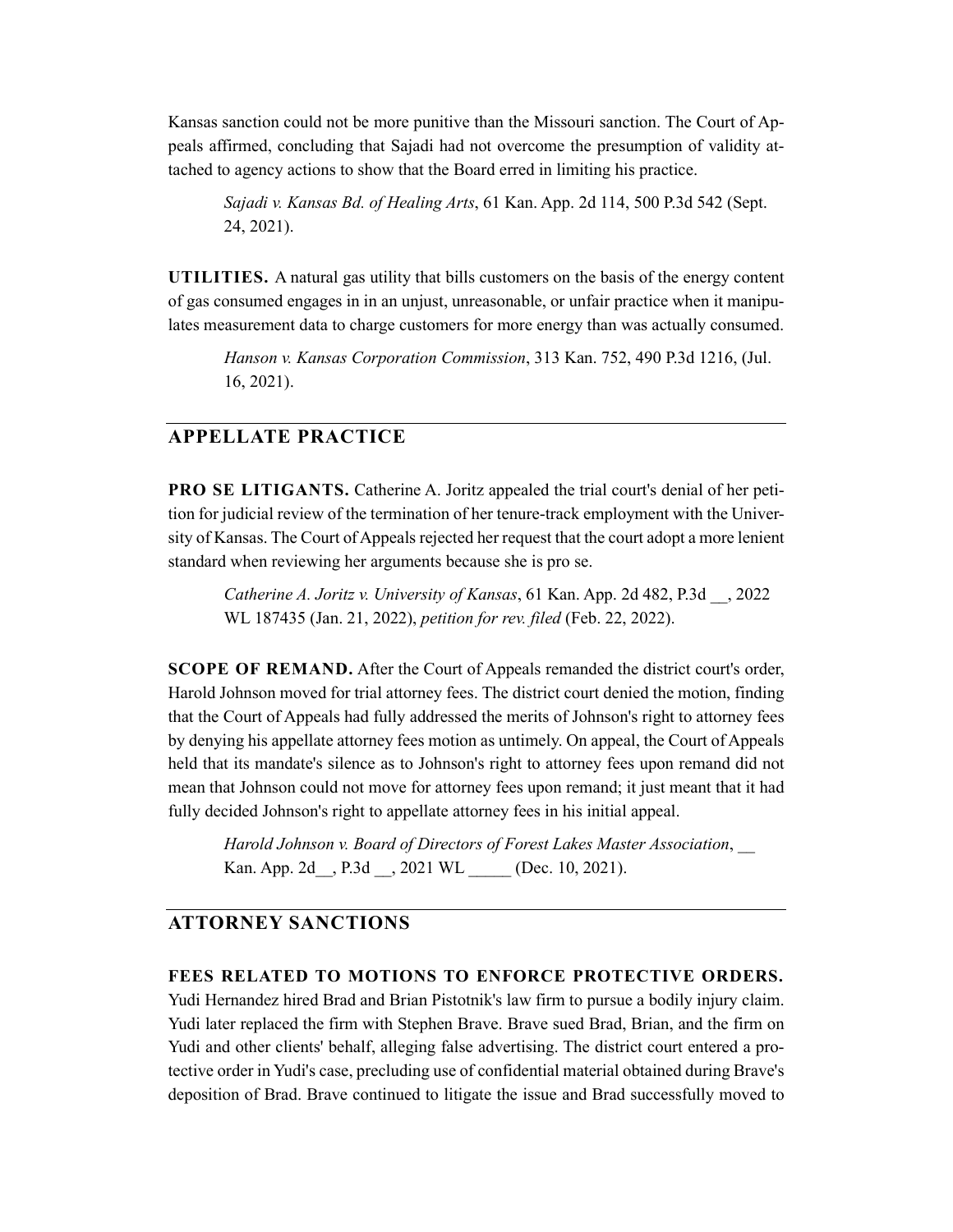Kansas sanction could not be more punitive than the Missouri sanction. The Court of Appeals affirmed, concluding that Sajadi had not overcome the presumption of validity attached to agency actions to show that the Board erred in limiting his practice.

> *Sajadi v. Kansas Bd. of Healing Arts*, 61 Kan. App. 2d 114, 500 P.3d 542 (Sept. 24, 2021).

**UTILITIES.** A natural gas utility that bills customers on the basis of the energy content of gas consumed engages in in an unjust, unreasonable, or unfair practice when it manipulates measurement data to charge customers for more energy than was actually consumed.

> *Hanson v. Kansas Corporation Commission*, 313 Kan. 752, 490 P.3d 1216, (Jul. 16, 2021).

## APPELLATE PRACTICE

**PRO SE LITIGANTS.** Catherine A. Joritz appealed the trial court's denial of her petition for judicial review of the termination of her tenure-track employment with the University of Kansas. The Court of Appeals rejected her request that the court adopt a more lenient standard when reviewing her arguments because she is pro se.

> *Catherine A. Joritz v. University of Kansas*, 61 Kan. App. 2d 482, P.3d __, 2022 WL 187435 (Jan. 21, 2022), *petition for rev. filed* (Feb. 22, 2022).

**SCOPE OF REMAND.** After the Court of Appeals remanded the district court's order, Harold Johnson moved for trial attorney fees. The district court denied the motion, finding that the Court of Appeals had fully addressed the merits of Johnson's right to attorney fees by denying his appellate attorney fees motion as untimely. On appeal, the Court of Appeals held that its mandate's silence as to Johnson's right to attorney fees upon remand did not mean that Johnson could not move for attorney fees upon remand; it just meant that it had fully decided Johnson's right to appellate attorney fees in his initial appeal.

> *Harold Johnson v. Board of Directors of Forest Lakes Master Association*, __ Kan. App. 2d__, P.3d __, 2021 WL _____ (Dec. 10, 2021).

## ATTORNEY SANCTIONS

**FEES RELATED TO MOTIONS TO ENFORCE PROTECTIVE ORDERS.** Yudi Hernandez hired Brad and Brian Pistotnik's law firm to pursue a bodily injury claim. Yudi later replaced the firm with Stephen Brave. Brave sued Brad, Brian, and the firm on Yudi and other clients' behalf, alleging false advertising. The district court entered a protective order in Yudi's case, precluding use of confidential material obtained during Brave's deposition of Brad. Brave continued to litigate the issue and Brad successfully moved to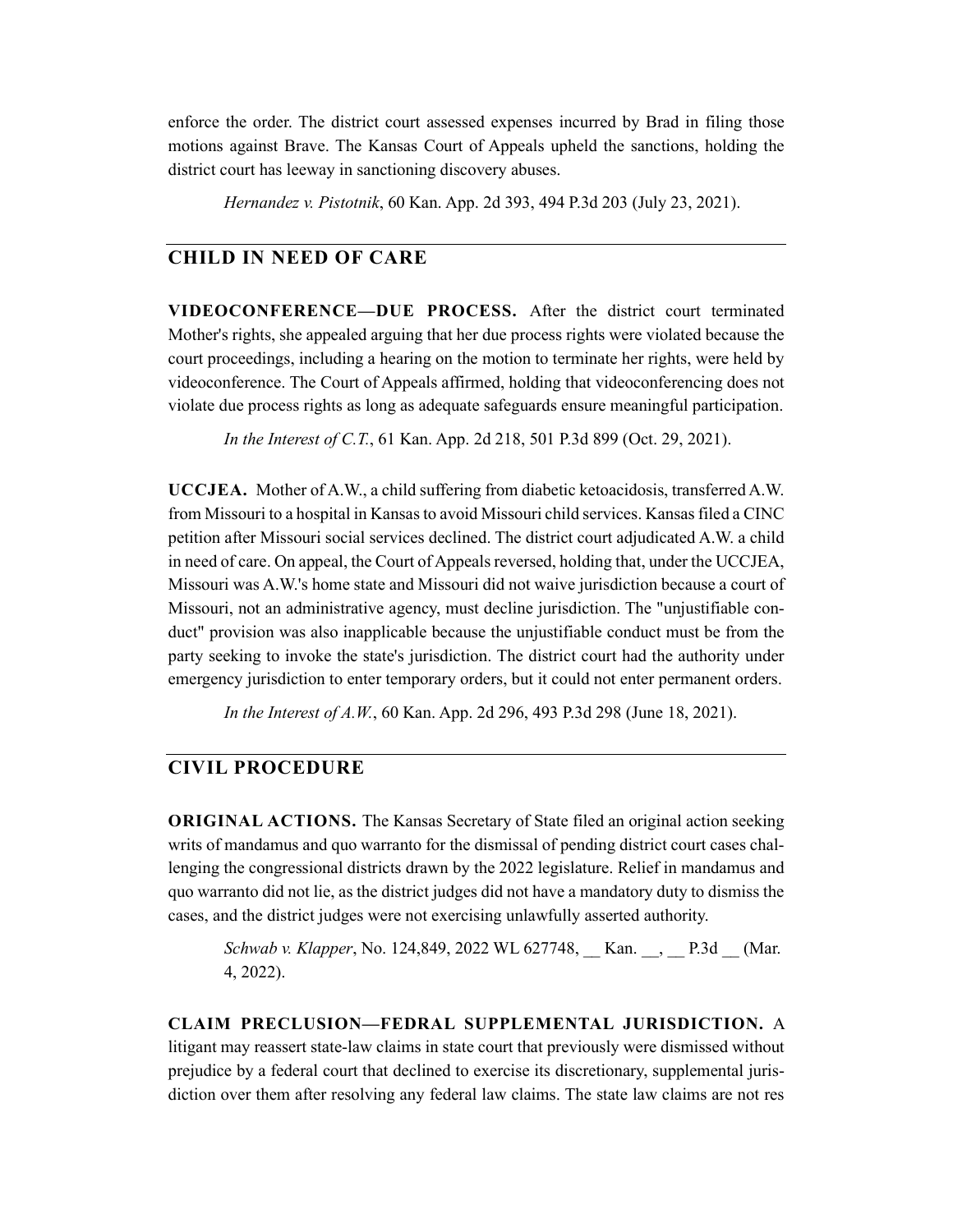enforce the order. The district court assessed expenses incurred by Brad in filing those motions against Brave. The Kansas Court of Appeals upheld the sanctions, holding the district court has leeway in sanctioning discovery abuses.

> *Hernandez v. Pistotnik*, 60 Kan. App. 2d 393, 494 P.3d 203 (July 23, 2021).

## CHILD IN NEED OF CARE

**VIDEOCONFERENCE—DUE PROCESS.** After the district court terminated Mother's rights, she appealed arguing that her due process rights were violated because the court proceedings, including a hearing on the motion to terminate her rights, were held by videoconference. The Court of Appeals affirmed, holding that videoconferencing does not violate due process rights as long as adequate safeguards ensure meaningful participation.

> *In the Interest of C.T.*, 61 Kan. App. 2d 218, 501 P.3d 899 (Oct. 29, 2021).

**UCCJEA.** Mother of A.W., a child suffering from diabetic ketoacidosis, transferred A.W. from Missouri to a hospital in Kansas to avoid Missouri child services. Kansas filed a CINC petition after Missouri social services declined. The district court adjudicated A.W. a child in need of care. On appeal, the Court of Appeals reversed, holding that, under the UCCJEA, Missouri was A.W.'s home state and Missouri did not waive jurisdiction because a court of Missouri, not an administrative agency, must decline jurisdiction. The "unjustifiable conduct" provision was also inapplicable because the unjustifiable conduct must be from the party seeking to invoke the state's jurisdiction. The district court had the authority under emergency jurisdiction to enter temporary orders, but it could not enter permanent orders.

> *In the Interest of A.W.*, 60 Kan. App. 2d 296, 493 P.3d 298 (June 18, 2021).

## CIVIL PROCEDURE

**ORIGINAL ACTIONS.** The Kansas Secretary of State filed an original action seeking writs of mandamus and quo warranto for the dismissal of pending district court cases challenging the congressional districts drawn by the 2022 legislature. Relief in mandamus and quo warranto did not lie, as the district judges did not have a mandatory duty to dismiss the cases, and the district judges were not exercising unlawfully asserted authority.

> *Schwab v. Klapper*, No. 124,849, 2022 WL 627748, __ Kan. __, __ P.3d __ (Mar. 4, 2022).

**CLAIM PRECLUSION—FEDERAL SUPPLEMENTAL JURISDICTION.** A litigant may reassert state-law claims in state court that previously were dismissed without prejudice by a federal court that declined to exercise its discretionary, supplemental jurisdiction over them after resolving any federal law claims. The state law claims are not res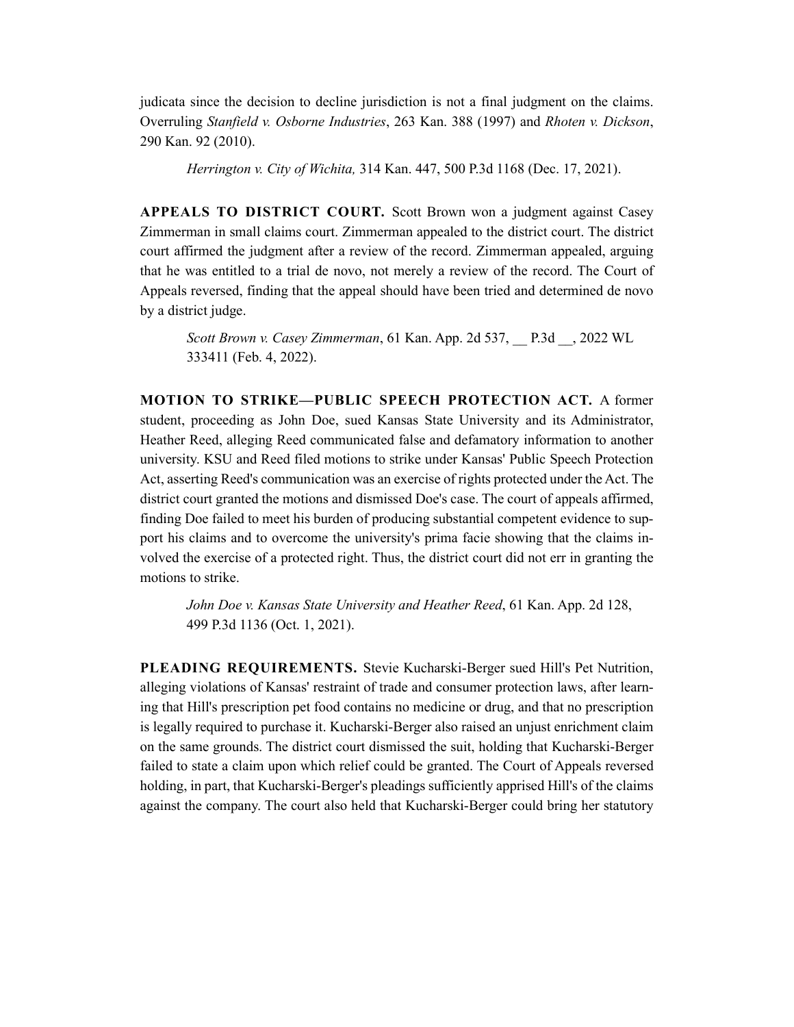judicata since the decision to decline jurisdiction is not a final judgment on the claims. Overruling *Stanfield v. Osborne Industries*, 263 Kan. 388 (1997) and *Rhoten v. Dickson*, 290 Kan. 92 (2010).

> *Herrington v. City of Wichita,* 314 Kan. 447, 500 P.3d 1168 (Dec. 17, 2021).

**APPEALS TO DISTRICT COURT.** Scott Brown won a judgment against Casey Zimmerman in small claims court. Zimmerman appealed to the district court. The district court affirmed the judgment after a review of the record. Zimmerman appealed, arguing that he was entitled to a trial de novo, not merely a review of the record. The Court of Appeals reversed, finding that the appeal should have been tried and determined de novo by a district judge.

> *Scott Brown v. Casey Zimmerman*, 61 Kan. App. 2d 537, __ P.3d __, 2022 WL 333411 (Feb. 4, 2022).

**MOTION TO STRIKE—PUBLIC SPEECH PROTECTION ACT.** A former student, proceeding as John Doe, sued Kansas State University and its Administrator, Heather Reed, alleging Reed communicated false and defamatory information to another university. KSU and Reed filed motions to strike under Kansas' Public Speech Protection Act, asserting Reed's communication was an exercise of rights protected under the Act. The district court granted the motions and dismissed Doe's case. The court of appeals affirmed, finding Doe failed to meet his burden of producing substantial competent evidence to support his claims and to overcome the university's prima facie showing that the claims involved the exercise of a protected right. Thus, the district court did not err in granting the motions to strike.

> *John Doe v. Kansas State University and Heather Reed*, 61 Kan. App. 2d 128, 499 P.3d 1136 (Oct. 1, 2021).

**PLEADING REQUIREMENTS.** Stevie Kucharski-Berger sued Hill's Pet Nutrition, alleging violations of Kansas' restraint of trade and consumer protection laws, after learning that Hill's prescription pet food contains no medicine or drug, and that no prescription is legally required to purchase it. Kucharski-Berger also raised an unjust enrichment claim on the same grounds. The district court dismissed the suit, holding that Kucharski-Berger failed to state a claim upon which relief could be granted. The Court of Appeals reversed holding, in part, that Kucharski-Berger's pleadings sufficiently apprised Hill's of the claims against the company. The court also held that Kucharski-Berger could bring her statutory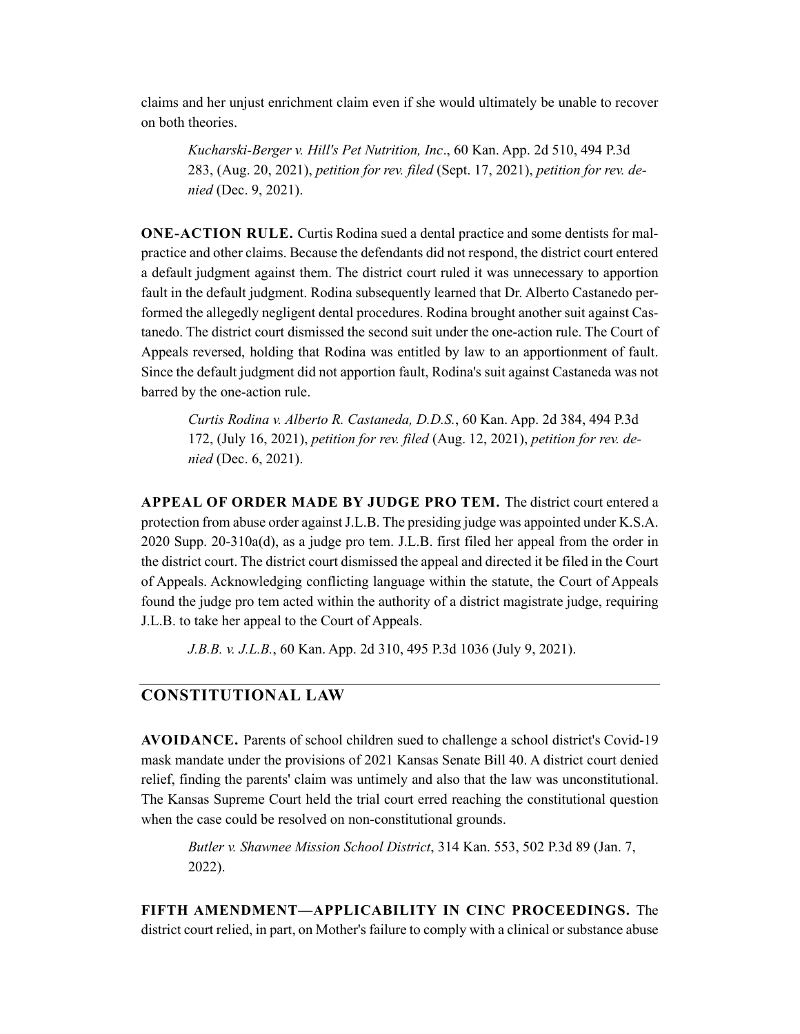claims and her unjust enrichment claim even if she would ultimately be unable to recover on both theories.

> *Kucharski-Berger v. Hill's Pet Nutrition, Inc*., 60 Kan. App. 2d 510, 494 P.3d 283, (Aug. 20, 2021), *petition for rev. filed* (Sept. 17, 2021), *petition for rev. denied* (Dec. 9, 2021).

**ONE-ACTION RULE.** Curtis Rodina sued a dental practice and some dentists for malpractice and other claims. Because the defendants did not respond, the district court entered a default judgment against them. The district court ruled it was unnecessary to apportion fault in the default judgment. Rodina subsequently learned that Dr. Alberto Castanedo performed the allegedly negligent dental procedures. Rodina brought another suit against Castanedo. The district court dismissed the second suit under the one-action rule. The Court of Appeals reversed, holding that Rodina was entitled by law to an apportionment of fault. Since the default judgment did not apportion fault, Rodina's suit against Castaneda was not barred by the one-action rule.

> *Curtis Rodina v. Alberto R. Castaneda, D.D.S.*, 60 Kan. App. 2d 384, 494 P.3d 172, (July 16, 2021), *petition for rev. filed* (Aug. 12, 2021), *petition for rev. denied* (Dec. 6, 2021).

**APPEAL OF ORDER MADE BY JUDGE PRO TEM.** The district court entered a protection from abuse order against J.L.B. The presiding judge was appointed under K.S.A. 2020 Supp. 20-310a(d), as a judge pro tem. J.L.B. first filed her appeal from the order in the district court. The district court dismissed the appeal and directed it be filed in the Court of Appeals. Acknowledging conflicting language within the statute, the Court of Appeals found the judge pro tem acted within the authority of a district magistrate judge, requiring J.L.B. to take her appeal to the Court of Appeals.

> *J.B.B. v. J.L.B.*, 60 Kan. App. 2d 310, 495 P.3d 1036 (July 9, 2021).

## CONSTITUTIONAL LAW

**AVOIDANCE.** Parents of school children sued to challenge a school district's Covid-19 mask mandate under the provisions of 2021 Kansas Senate Bill 40. A district court denied relief, finding the parents' claim was untimely and also that the law was unconstitutional. The Kansas Supreme Court held the trial court erred reaching the constitutional question when the case could be resolved on non-constitutional grounds.

> *Butler v. Shawnee Mission School District*, 314 Kan. 553, 502 P.3d 89 (Jan. 7, 2022).

**FIFTH AMENDMENT—APPLICABILITY IN CINC PROCEEDINGS.** The district court relied, in part, on Mother's failure to comply with a clinical or substance abuse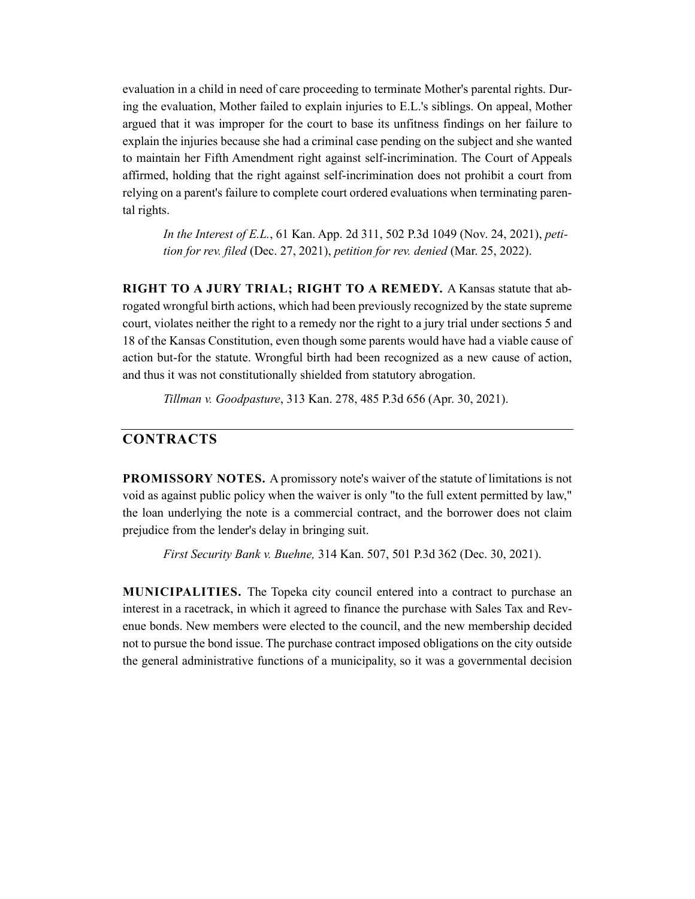evaluation in a child in need of care proceeding to terminate Mother's parental rights. During the evaluation, Mother failed to explain injuries to E.L.'s siblings. On appeal, Mother argued that it was improper for the court to base its unfitness findings on her failure to explain the injuries because she had a criminal case pending on the subject and she wanted to maintain her Fifth Amendment right against self-incrimination. The Court of Appeals affirmed, holding that the right against self-incrimination does not prohibit a court from relying on a parent's failure to complete court ordered evaluations when terminating parental rights.

> *In the Interest of E.L.*, 61 Kan. App. 2d 311, 502 P.3d 1049 (Nov. 24, 2021), *petition for rev. filed* (Dec. 27, 2021), *petition for rev. denied* (Mar. 25, 2022).

**RIGHT TO A JURY TRIAL; RIGHT TO A REMEDY.** A Kansas statute that abrogated wrongful birth actions, which had been previously recognized by the state supreme court, violates neither the right to a remedy nor the right to a jury trial under sections 5 and 18 of the Kansas Constitution, even though some parents would have had a viable cause of action but-for the statute. Wrongful birth had been recognized as a new cause of action, and thus it was not constitutionally shielded from statutory abrogation.

> *Tillman v. Goodpasture*, 313 Kan. 278, 485 P.3d 656 (Apr. 30, 2021).

## CONTRACTS

**PROMISSORY NOTES.** A promissory note's waiver of the statute of limitations is not void as against public policy when the waiver is only "to the full extent permitted by law," the loan underlying the note is a commercial contract, and the borrower does not claim prejudice from the lender's delay in bringing suit.

> *First Security Bank v. Buehne,* 314 Kan. 507, 501 P.3d 362 (Dec. 30, 2021).

**MUNICIPALITIES.** The Topeka city council entered into a contract to purchase an interest in a racetrack, in which it agreed to finance the purchase with Sales Tax and Revenue bonds. New members were elected to the council, and the new membership decided not to pursue the bond issue. The purchase contract imposed obligations on the city outside the general administrative functions of a municipality, so it was a governmental decision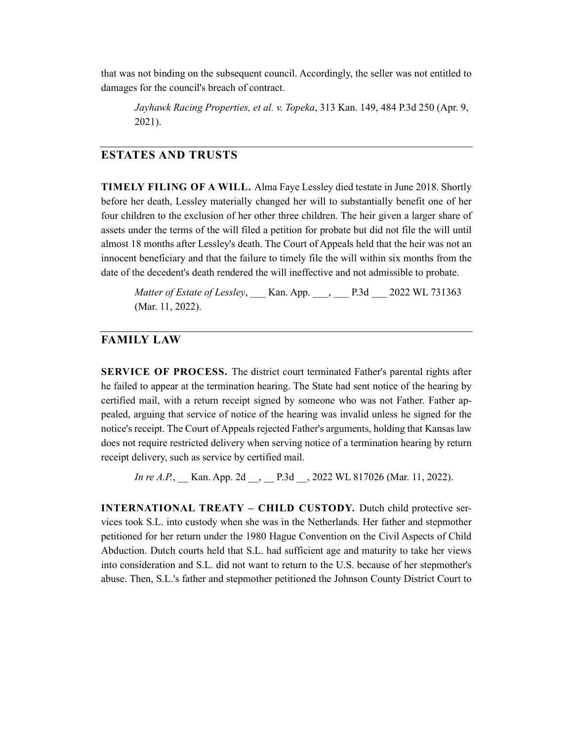that was not binding on the subsequent council. Accordingly, the seller was not entitled to damages for the council's breach of contract.

> *Jayhawk Racing Properties, et al. v. Topeka*, 313 Kan. 149, 484 P.3d 250 (Apr. 9, 2021).

## ESTATES AND TRUSTS

**TIMELY FILING OF A WILL.** Alma Faye Lessley died testate in June 2018. Shortly before her death, Lessley materially changed her will to substantially benefit one of her four children to the exclusion of her other three children. The heir given a larger share of assets under the terms of the will filed a petition for probate but did not file the will until almost 18 months after Lessley's death. The Court of Appeals held that the heir was not an innocent beneficiary and that the failure to timely file the will within six months from the date of the decedent's death rendered the will ineffective and not admissible to probate.

> *Matter of Estate of Lessley*, ___ Kan. App. ___, ___ P.3d ___ 2022 WL 731363 (Mar. 11, 2022).

## FAMILY LAW

**SERVICE OF PROCESS.** The district court terminated Father's parental rights after he failed to appear at the termination hearing. The State had sent notice of the hearing by certified mail, with a return receipt signed by someone who was not Father. Father appealed, arguing that service of notice of the hearing was invalid unless he signed for the notice's receipt. The Court of Appeals rejected Father's arguments, holding that Kansas law does not require restricted delivery when serving notice of a termination hearing by return receipt delivery, such as service by certified mail.

> *In re A.P.*, __ Kan. App. 2d __, __ P.3d __, 2022 WL 817026 (Mar. 11, 2022).

**INTERNATIONAL TREATY – CHILD CUSTODY.** Dutch child protective services took S.L. into custody when she was in the Netherlands. Her father and stepmother petitioned for her return under the 1980 Hague Convention on the Civil Aspects of Child Abduction. Dutch courts held that S.L. had sufficient age and maturity to take her views into consideration and S.L. did not want to return to the U.S. because of her stepmother's abuse. Then, S.L.'s father and stepmother petitioned the Johnson County District Court to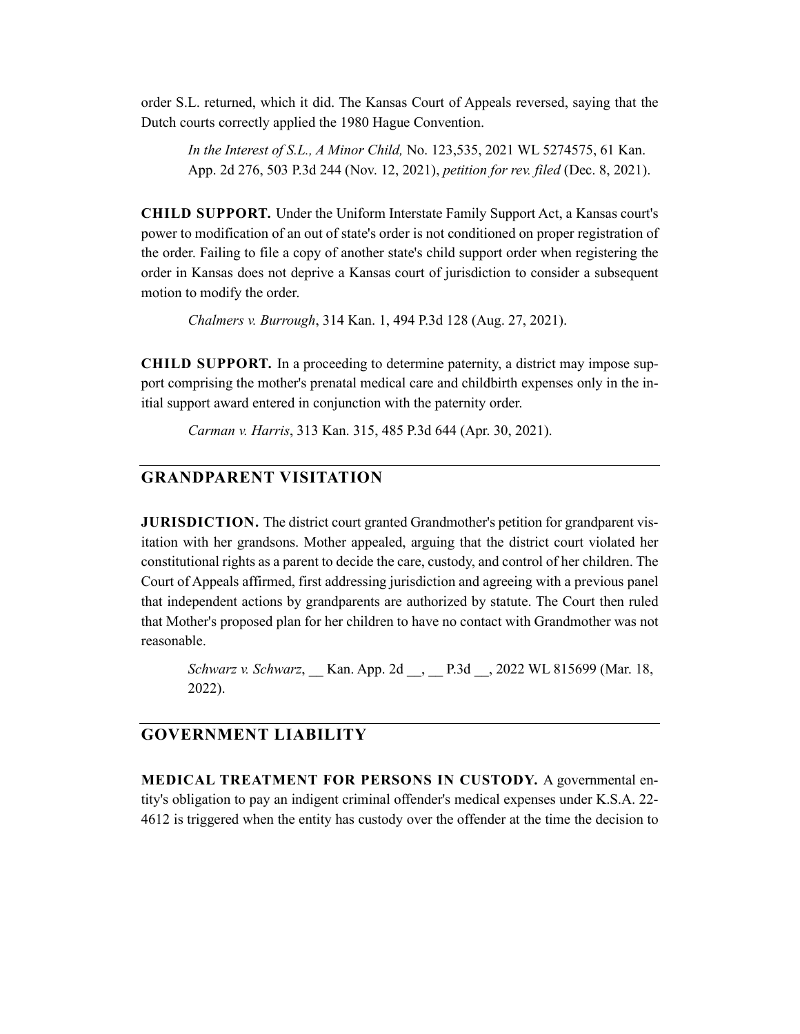order S.L. returned, which it did. The Kansas Court of Appeals reversed, saying that the Dutch courts correctly applied the 1980 Hague Convention.

> *In the Interest of S.L., A Minor Child,* No. 123,535, 2021 WL 5274575, 61 Kan. App. 2d 276, 503 P.3d 244 (Nov. 12, 2021), *petition for rev. filed* (Dec. 8, 2021).

**CHILD SUPPORT.** Under the Uniform Interstate Family Support Act, a Kansas court's power to modification of an out of state's order is not conditioned on proper registration of the order. Failing to file a copy of another state's child support order when registering the order in Kansas does not deprive a Kansas court of jurisdiction to consider a subsequent motion to modify the order.

> *Chalmers v. Burrough*, 314 Kan. 1, 494 P.3d 128 (Aug. 27, 2021).

**CHILD SUPPORT.** In a proceeding to determine paternity, a district may impose support comprising the mother's prenatal medical care and childbirth expenses only in the initial support award entered in conjunction with the paternity order.

> *Carman v. Harris*, 313 Kan. 315, 485 P.3d 644 (Apr. 30, 2021).

## GRANDPARENT VISITATION

**JURISDICTION.** The district court granted Grandmother's petition for grandparent visitation with her grandsons. Mother appealed, arguing that the district court violated her constitutional rights as a parent to decide the care, custody, and control of her children. The Court of Appeals affirmed, first addressing jurisdiction and agreeing with a previous panel that independent actions by grandparents are authorized by statute. The Court then ruled that Mother's proposed plan for her children to have no contact with Grandmother was not reasonable.

> *Schwarz v. Schwarz*, __ Kan. App. 2d __, __ P.3d __, 2022 WL 815699 (Mar. 18, 2022).

## GOVERNMENT LIABILITY

**MEDICAL TREATMENT FOR PERSONS IN CUSTODY.** A governmental entity's obligation to pay an indigent criminal offender's medical expenses under K.S.A. 22-4612 is triggered when the entity has custody over the offender at the time the decision to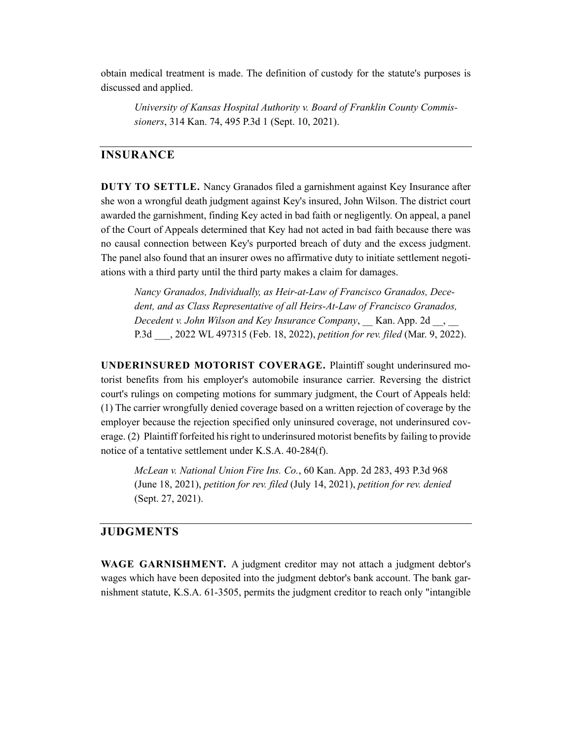obtain medical treatment is made. The definition of custody for the statute's purposes is discussed and applied.

> *University of Kansas Hospital Authority v. Board of Franklin County Commissioners*, 314 Kan. 74, 495 P.3d 1 (Sept. 10, 2021).

## INSURANCE

**DUTY TO SETTLE.** Nancy Granados filed a garnishment against Key Insurance after she won a wrongful death judgment against Key's insured, John Wilson. The district court awarded the garnishment, finding Key acted in bad faith or negligently. On appeal, a panel of the Court of Appeals determined that Key had not acted in bad faith because there was no causal connection between Key's purported breach of duty and the excess judgment. The panel also found that an insurer owes no affirmative duty to initiate settlement negotiations with a third party until the third party makes a claim for damages.

> *Nancy Granados, Individually, as Heir-at-Law of Francisco Granados, Decedent, and as Class Representative of all Heirs-At-Law of Francisco Granados, Decedent v. John Wilson and Key Insurance Company*, __ Kan. App. 2d __, __ P.3d ___, 2022 WL 497315 (Feb. 18, 2022), *petition for rev. filed* (Mar. 9, 2022).

**UNDERINSURED MOTORIST COVERAGE.** Plaintiff sought underinsured motorist benefits from his employer's automobile insurance carrier. Reversing the district court's rulings on competing motions for summary judgment, the Court of Appeals held: (1) The carrier wrongfully denied coverage based on a written rejection of coverage by the employer because the rejection specified only uninsured coverage, not underinsured coverage. (2) Plaintiff forfeited his right to underinsured motorist benefits by failing to provide notice of a tentative settlement under K.S.A. 40-284(f).

> *McLean v. National Union Fire Ins. Co.*, 60 Kan. App. 2d 283, 493 P.3d 968 (June 18, 2021), *petition for rev. filed* (July 14, 2021), *petition for rev. denied* (Sept. 27, 2021).

## JUDGMENTS

**WAGE GARNISHMENT.** A judgment creditor may not attach a judgment debtor's wages which have been deposited into the judgment debtor's bank account. The bank garnishment statute, K.S.A. 61-3505, permits the judgment creditor to reach only "intangible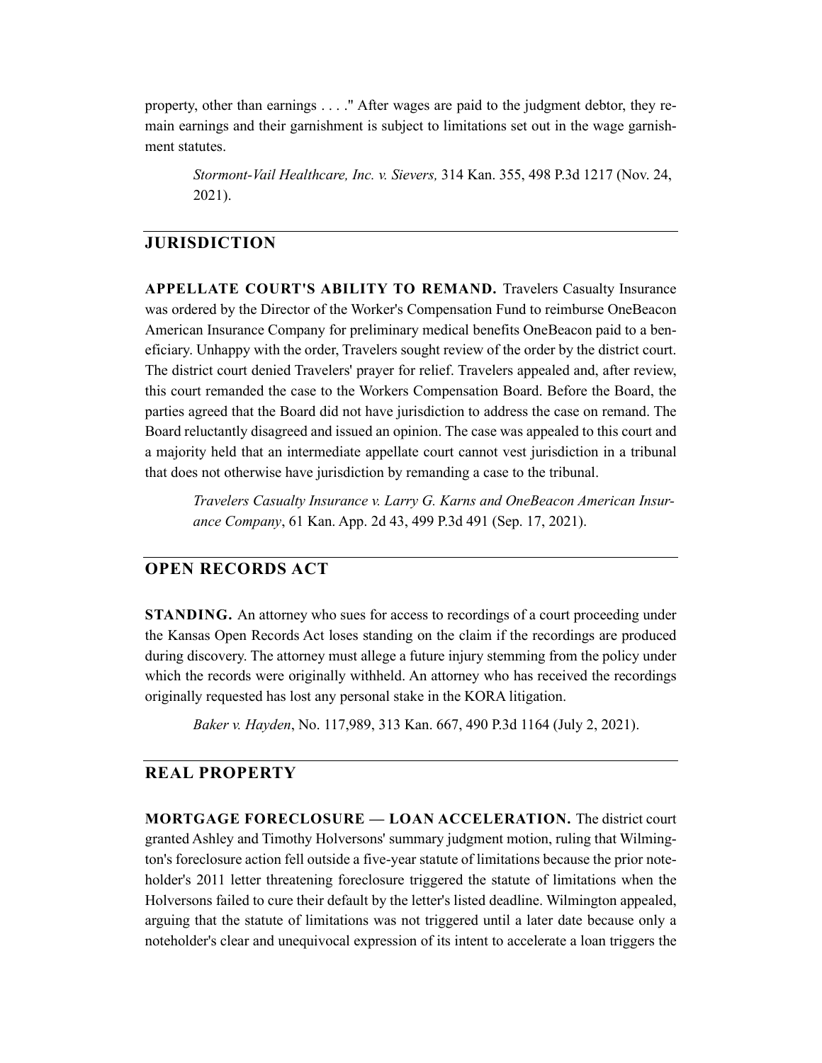property, other than earnings . . . ." After wages are paid to the judgment debtor, they remain earnings and their garnishment is subject to limitations set out in the wage garnishment statutes.

> *Stormont-Vail Healthcare, Inc. v. Sievers,* 314 Kan. 355, 498 P.3d 1217 (Nov. 24, 2021).

## JURISDICTION

**APPELLATE COURT'S ABILITY TO REMAND.** Travelers Casualty Insurance was ordered by the Director of the Worker's Compensation Fund to reimburse OneBeacon American Insurance Company for preliminary medical benefits OneBeacon paid to a beneficiary. Unhappy with the order, Travelers sought review of the order by the district court. The district court denied Travelers' prayer for relief. Travelers appealed and, after review, this court remanded the case to the Workers Compensation Board. Before the Board, the parties agreed that the Board did not have jurisdiction to address the case on remand. The Board reluctantly disagreed and issued an opinion. The case was appealed to this court and a majority held that an intermediate appellate court cannot vest jurisdiction in a tribunal that does not otherwise have jurisdiction by remanding a case to the tribunal.

> *Travelers Casualty Insurance v. Larry G. Karns and OneBeacon American Insurance Company*, 61 Kan. App. 2d 43, 499 P.3d 491 (Sep. 17, 2021).

## OPEN RECORDS ACT

**STANDING.** An attorney who sues for access to recordings of a court proceeding under the Kansas Open Records Act loses standing on the claim if the recordings are produced during discovery. The attorney must allege a future injury stemming from the policy under which the records were originally withheld. An attorney who has received the recordings originally requested has lost any personal stake in the KORA litigation.

> *Baker v. Hayden*, No. 117,989, 313 Kan. 667, 490 P.3d 1164 (July 2, 2021).

## REAL PROPERTY

**MORTGAGE FORECLOSURE — LOAN ACCELERATION.** The district court granted Ashley and Timothy Holversons' summary judgment motion, ruling that Wilmington's foreclosure action fell outside a five-year statute of limitations because the prior noteholder's 2011 letter threatening foreclosure triggered the statute of limitations when the Holversons failed to cure their default by the letter's listed deadline. Wilmington appealed, arguing that the statute of limitations was not triggered until a later date because only a noteholder's clear and unequivocal expression of its intent to accelerate a loan triggers the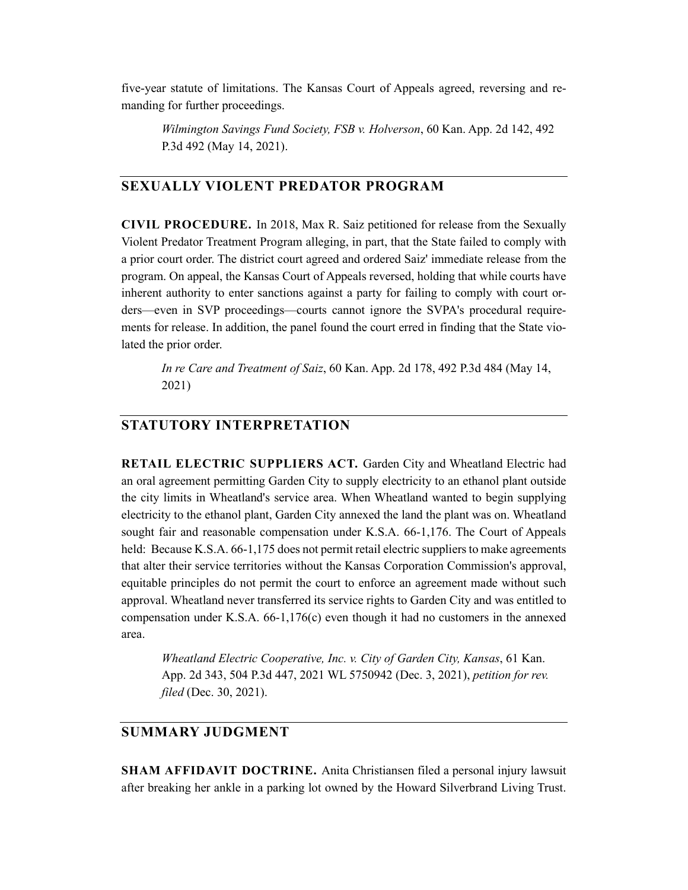five-year statute of limitations. The Kansas Court of Appeals agreed, reversing and remanding for further proceedings.

> *Wilmington Savings Fund Society, FSB v. Holverson*, 60 Kan. App. 2d 142, 492 P.3d 492 (May 14, 2021).

## SEXUALLY VIOLENT PREDATOR PROGRAM

**CIVIL PROCEDURE.** In 2018, Max R. Saiz petitioned for release from the Sexually Violent Predator Treatment Program alleging, in part, that the State failed to comply with a prior court order. The district court agreed and ordered Saiz' immediate release from the program. On appeal, the Kansas Court of Appeals reversed, holding that while courts have inherent authority to enter sanctions against a party for failing to comply with court orders—even in SVP proceedings—courts cannot ignore the SVPA's procedural requirements for release. In addition, the panel found the court erred in finding that the State violated the prior order.

> *In re Care and Treatment of Saiz*, 60 Kan. App. 2d 178, 492 P.3d 484 (May 14, 2021)

## STATUTORY INTERPRETATION

**RETAIL ELECTRIC SUPPLIERS ACT.** Garden City and Wheatland Electric had an oral agreement permitting Garden City to supply electricity to an ethanol plant outside the city limits in Wheatland's service area. When Wheatland wanted to begin supplying electricity to the ethanol plant, Garden City annexed the land the plant was on. Wheatland sought fair and reasonable compensation under K.S.A. 66-1,176. The Court of Appeals held: Because K.S.A. 66-1,175 does not permit retail electric suppliers to make agreements that alter their service territories without the Kansas Corporation Commission's approval, equitable principles do not permit the court to enforce an agreement made without such approval. Wheatland never transferred its service rights to Garden City and was entitled to compensation under K.S.A. 66-1,176(c) even though it had no customers in the annexed area.

> *Wheatland Electric Cooperative, Inc. v. City of Garden City, Kansas*, 61 Kan. App. 2d 343, 504 P.3d 447, 2021 WL 5750942 (Dec. 3, 2021), *petition for rev. filed* (Dec. 30, 2021).

## SUMMARY JUDGMENT

**SHAM AFFIDAVIT DOCTRINE.** Anita Christiansen filed a personal injury lawsuit after breaking her ankle in a parking lot owned by the Howard Silverbrand Living Trust.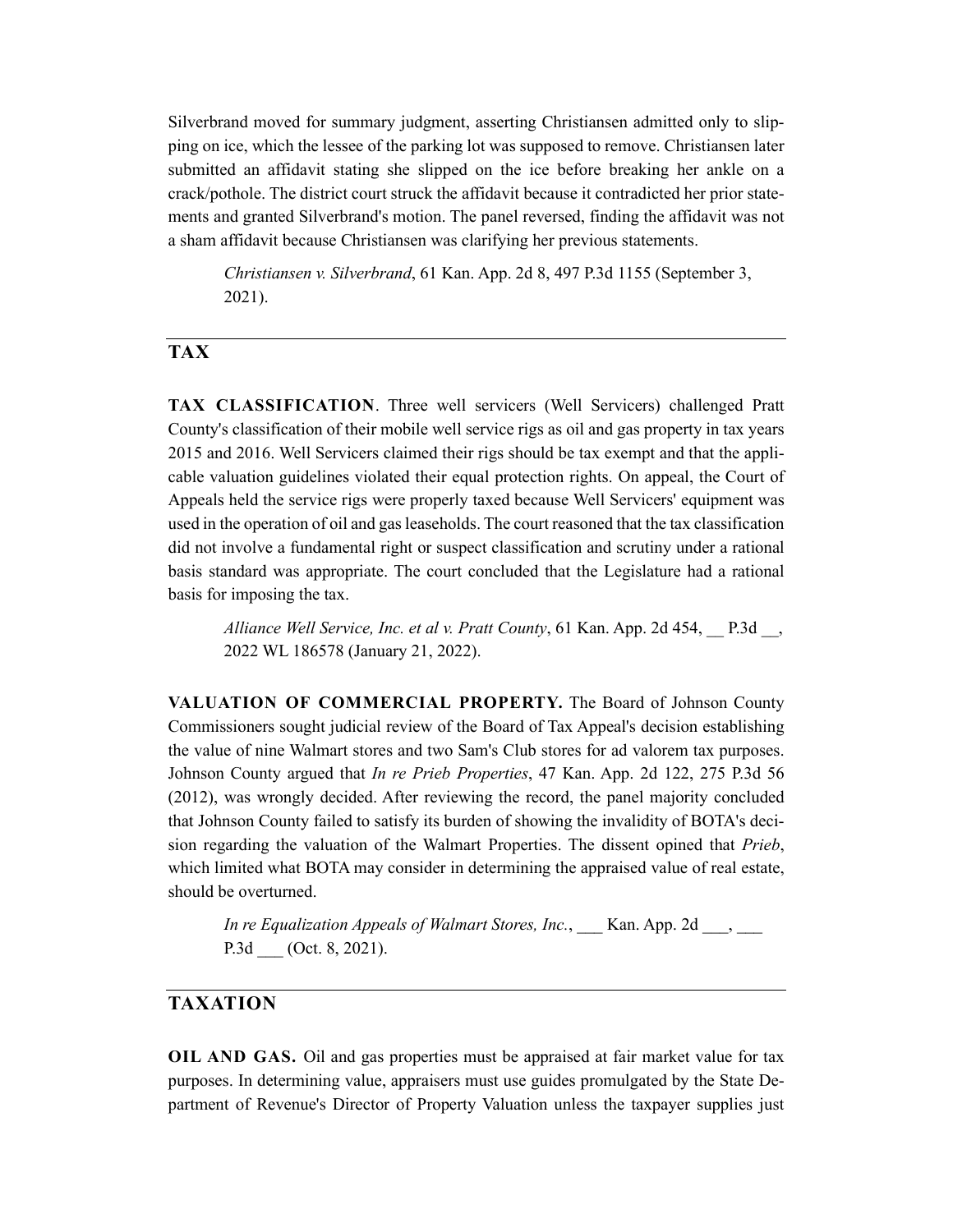Silverbrand moved for summary judgment, asserting Christiansen admitted only to slipping on ice, which the lessee of the parking lot was supposed to remove. Christiansen later submitted an affidavit stating she slipped on the ice before breaking her ankle on a crack/pothole. The district court struck the affidavit because it contradicted her prior statements and granted Silverbrand's motion. The panel reversed, finding the affidavit was not a sham affidavit because Christiansen was clarifying her previous statements.

> *Christiansen v. Silverbrand*, 61 Kan. App. 2d 8, 497 P.3d 1155 (September 3, 2021).

## TAX

**TAX CLASSIFICATION**. Three well servicers (Well Servicers) challenged Pratt County's classification of their mobile well service rigs as oil and gas property in tax years 2015 and 2016. Well Servicers claimed their rigs should be tax exempt and that the applicable valuation guidelines violated their equal protection rights. On appeal, the Court of Appeals held the service rigs were properly taxed because Well Servicers' equipment was used in the operation of oil and gas leaseholds. The court reasoned that the tax classification did not involve a fundamental right or suspect classification and scrutiny under a rational basis standard was appropriate. The court concluded that the Legislature had a rational basis for imposing the tax.

> *Alliance Well Service, Inc. et al v. Pratt County*, 61 Kan. App. 2d 454, __ P.3d __, 2022 WL 186578 (January 21, 2022).

**VALUATION OF COMMERCIAL PROPERTY.** The Board of Johnson County Commissioners sought judicial review of the Board of Tax Appeal's decision establishing the value of nine Walmart stores and two Sam's Club stores for ad valorem tax purposes. Johnson County argued that *In re Prieb Properties*, 47 Kan. App. 2d 122, 275 P.3d 56 (2012), was wrongly decided. After reviewing the record, the panel majority concluded that Johnson County failed to satisfy its burden of showing the invalidity of BOTA's decision regarding the valuation of the Walmart Properties. The dissent opined that *Prieb*, which limited what BOTA may consider in determining the appraised value of real estate, should be overturned.

> *In re Equalization Appeals of Walmart Stores, Inc.*, ___ Kan. App. 2d ___, ___ P.3d ___ (Oct. 8, 2021).

## TAXATION

**OIL AND GAS.** Oil and gas properties must be appraised at fair market value for tax purposes. In determining value, appraisers must use guides promulgated by the State Department of Revenue's Director of Property Valuation unless the taxpayer supplies just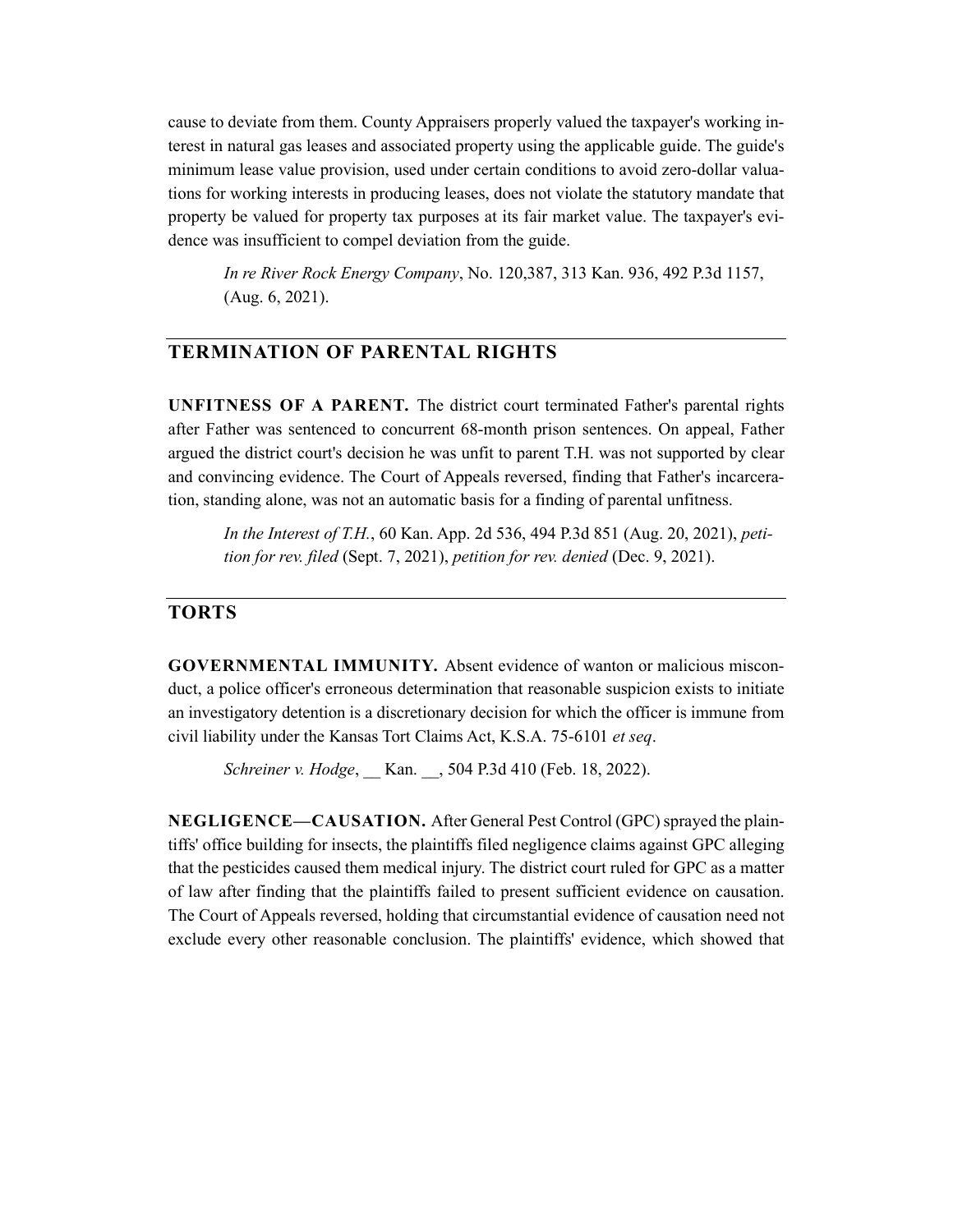cause to deviate from them. County Appraisers properly valued the taxpayer's working interest in natural gas leases and associated property using the applicable guide. The guide's minimum lease value provision, used under certain conditions to avoid zero-dollar valuations for working interests in producing leases, does not violate the statutory mandate that property be valued for property tax purposes at its fair market value. The taxpayer's evidence was insufficient to compel deviation from the guide.

> *In re River Rock Energy Company*, No. 120,387, 313 Kan. 936, 492 P.3d 1157, (Aug. 6, 2021).

## TERMINATION OF PARENTAL RIGHTS

**UNFITNESS OF A PARENT.** The district court terminated Father's parental rights after Father was sentenced to concurrent 68-month prison sentences. On appeal, Father argued the district court's decision he was unfit to parent T.H. was not supported by clear and convincing evidence. The Court of Appeals reversed, finding that Father's incarceration, standing alone, was not an automatic basis for a finding of parental unfitness.

> *In the Interest of T.H.*, 60 Kan. App. 2d 536, 494 P.3d 851 (Aug. 20, 2021), *petition for rev. filed* (Sept. 7, 2021), *petition for rev. denied* (Dec. 9, 2021).

## TORTS

**GOVERNMENTAL IMMUNITY.** Absent evidence of wanton or malicious misconduct, a police officer's erroneous determination that reasonable suspicion exists to initiate an investigatory detention is a discretionary decision for which the officer is immune from civil liability under the Kansas Tort Claims Act, K.S.A. 75-6101 *et seq*.

> *Schreiner v. Hodge*, __ Kan. __, 504 P.3d 410 (Feb. 18, 2022).

**NEGLIGENCE—CAUSATION.** After General Pest Control (GPC) sprayed the plaintiffs' office building for insects, the plaintiffs filed negligence claims against GPC alleging that the pesticides caused them medical injury. The district court ruled for GPC as a matter of law after finding that the plaintiffs failed to present sufficient evidence on causation. The Court of Appeals reversed, holding that circumstantial evidence of causation need not exclude every other reasonable conclusion. The plaintiffs' evidence, which showed that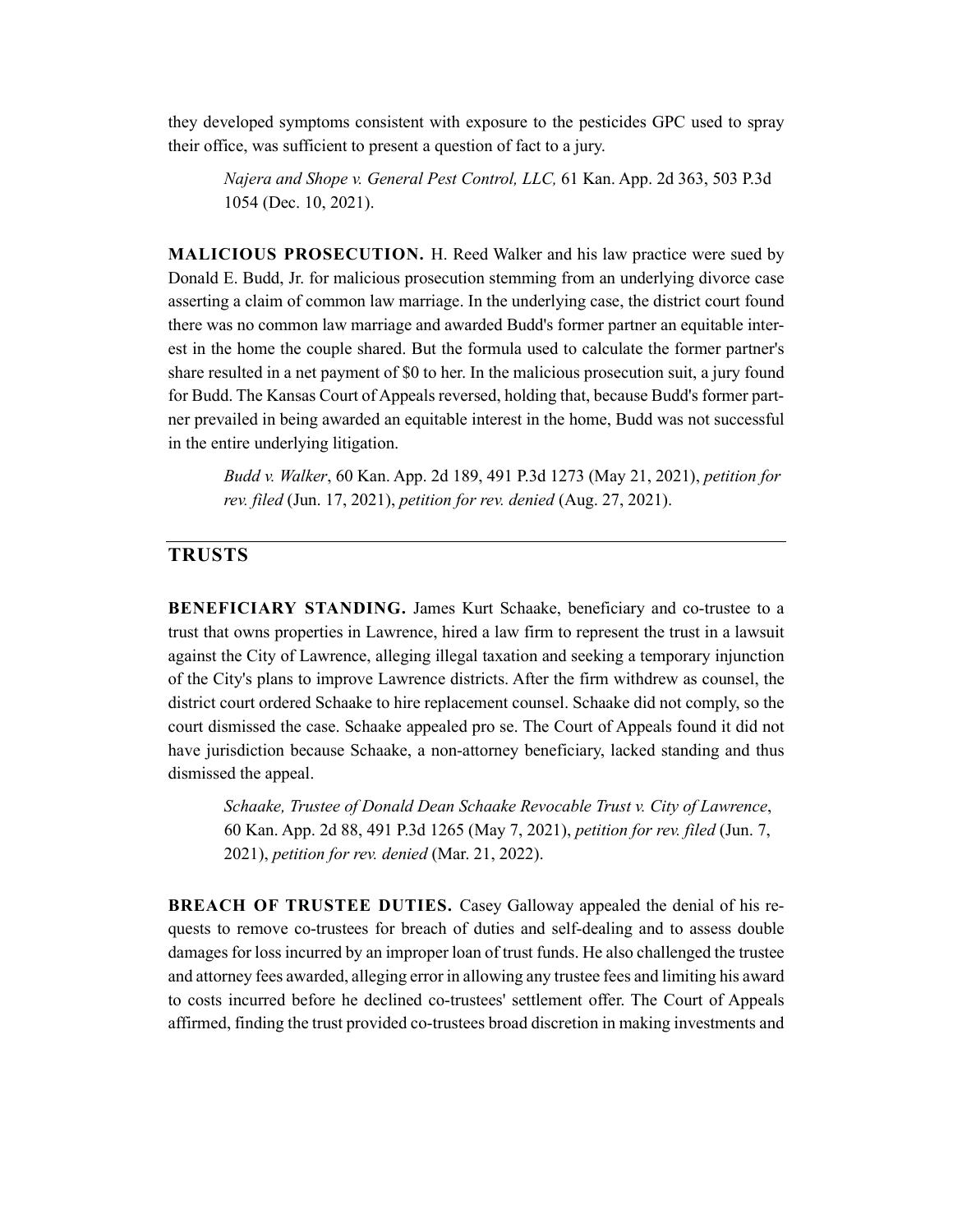they developed symptoms consistent with exposure to the pesticides GPC used to spray their office, was sufficient to present a question of fact to a jury.

> *Najera and Shope v. General Pest Control, LLC,* 61 Kan. App. 2d 363, 503 P.3d 1054 (Dec. 10, 2021).

**MALICIOUS PROSECUTION.** H. Reed Walker and his law practice were sued by Donald E. Budd, Jr. for malicious prosecution stemming from an underlying divorce case asserting a claim of common law marriage. In the underlying case, the district court found there was no common law marriage and awarded Budd's former partner an equitable interest in the home the couple shared. But the formula used to calculate the former partner's share resulted in a net payment of $0 to her. In the malicious prosecution suit, a jury found for Budd. The Kansas Court of Appeals reversed, holding that, because Budd's former partner prevailed in being awarded an equitable interest in the home, Budd was not successful in the entire underlying litigation.

> *Budd v. Walker*, 60 Kan. App. 2d 189, 491 P.3d 1273 (May 21, 2021), *petition for rev. filed* (Jun. 17, 2021), *petition for rev. denied* (Aug. 27, 2021).

## TRUSTS

**BENEFICIARY STANDING.** James Kurt Schaake, beneficiary and co-trustee to a trust that owns properties in Lawrence, hired a law firm to represent the trust in a lawsuit against the City of Lawrence, alleging illegal taxation and seeking a temporary injunction of the City's plans to improve Lawrence districts. After the firm withdrew as counsel, the district court ordered Schaake to hire replacement counsel. Schaake did not comply, so the court dismissed the case. Schaake appealed pro se. The Court of Appeals found it did not have jurisdiction because Schaake, a non-attorney beneficiary, lacked standing and thus dismissed the appeal.

> *Schaake, Trustee of Donald Dean Schaake Revocable Trust v. City of Lawrence*, 60 Kan. App. 2d 88, 491 P.3d 1265 (May 7, 2021), *petition for rev. filed* (Jun. 7, 2021), *petition for rev. denied* (Mar. 21, 2022).

**BREACH OF TRUSTEE DUTIES.** Casey Galloway appealed the denial of his requests to remove co-trustees for breach of duties and self-dealing and to assess double damages for loss incurred by an improper loan of trust funds. He also challenged the trustee and attorney fees awarded, alleging error in allowing any trustee fees and limiting his award to costs incurred before he declined co-trustees' settlement offer. The Court of Appeals affirmed, finding the trust provided co-trustees broad discretion in making investments and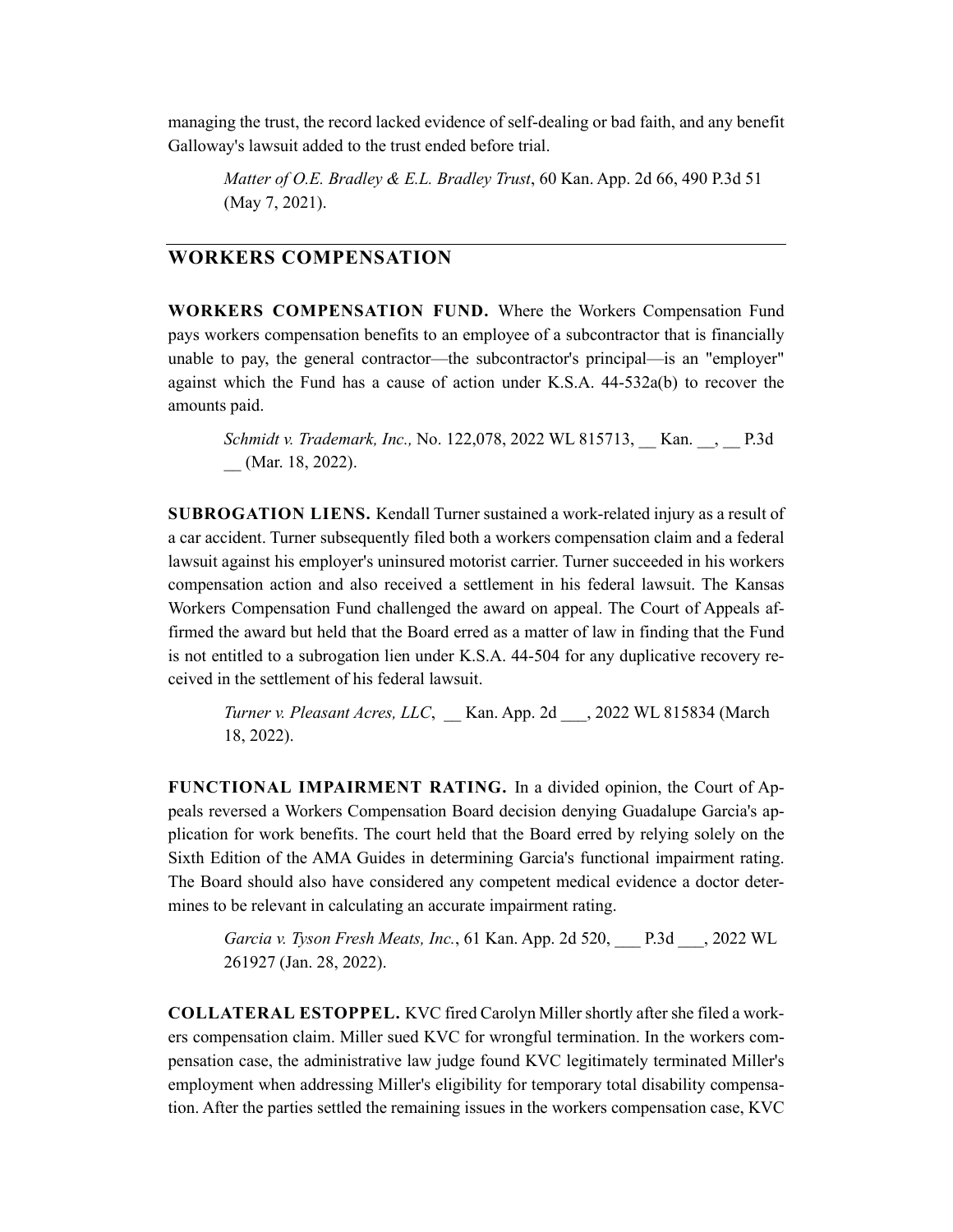managing the trust, the record lacked evidence of self-dealing or bad faith, and any benefit Galloway's lawsuit added to the trust ended before trial.

> *Matter of O.E. Bradley & E.L. Bradley Trust*, 60 Kan. App. 2d 66, 490 P.3d 51 (May 7, 2021).

## WORKERS COMPENSATION

**WORKERS COMPENSATION FUND.** Where the Workers Compensation Fund pays workers compensation benefits to an employee of a subcontractor that is financially unable to pay, the general contractor—the subcontractor's principal—is an "employer" against which the Fund has a cause of action under K.S.A. 44-532a(b) to recover the amounts paid.

> *Schmidt v. Trademark, Inc.,* No. 122,078, 2022 WL 815713, __ Kan. __, __ P.3d __ (Mar. 18, 2022).

**SUBROGATION LIENS.** Kendall Turner sustained a work-related injury as a result of a car accident. Turner subsequently filed both a workers compensation claim and a federal lawsuit against his employer's uninsured motorist carrier. Turner succeeded in his workers compensation action and also received a settlement in his federal lawsuit. The Kansas Workers Compensation Fund challenged the award on appeal. The Court of Appeals affirmed the award but held that the Board erred as a matter of law in finding that the Fund is not entitled to a subrogation lien under K.S.A. 44-504 for any duplicative recovery received in the settlement of his federal lawsuit.

> *Turner v. Pleasant Acres, LLC*, __ Kan. App. 2d ___, 2022 WL 815834 (March 18, 2022).

**FUNCTIONAL IMPAIRMENT RATING.** In a divided opinion, the Court of Appeals reversed a Workers Compensation Board decision denying Guadalupe Garcia's application for work benefits. The court held that the Board erred by relying solely on the Sixth Edition of the AMA Guides in determining Garcia's functional impairment rating. The Board should also have considered any competent medical evidence a doctor determines to be relevant in calculating an accurate impairment rating.

> *Garcia v. Tyson Fresh Meats, Inc.*, 61 Kan. App. 2d 520, ___ P.3d ___, 2022 WL 261927 (Jan. 28, 2022).

**COLLATERAL ESTOPPEL.** KVC fired Carolyn Miller shortly after she filed a workers compensation claim. Miller sued KVC for wrongful termination. In the workers compensation case, the administrative law judge found KVC legitimately terminated Miller's employment when addressing Miller's eligibility for temporary total disability compensation. After the parties settled the remaining issues in the workers compensation case, KVC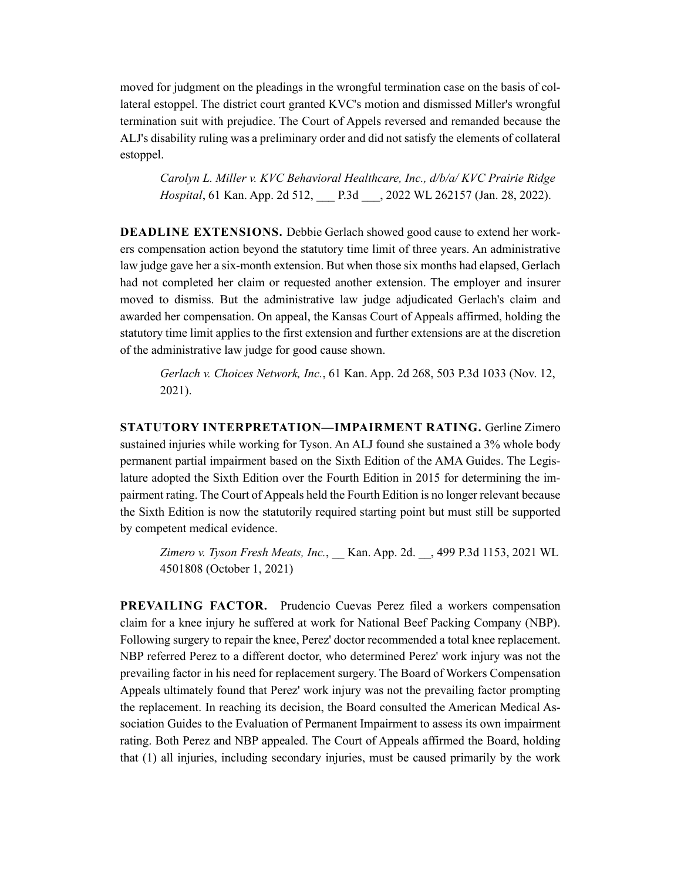moved for judgment on the pleadings in the wrongful termination case on the basis of collateral estoppel. The district court granted KVC's motion and dismissed Miller's wrongful termination suit with prejudice. The Court of Appels reversed and remanded because the ALJ's disability ruling was a preliminary order and did not satisfy the elements of collateral estoppel.

> *Carolyn L. Miller v. KVC Behavioral Healthcare, Inc., d/b/a/ KVC Prairie Ridge Hospital*, 61 Kan. App. 2d 512, ___ P.3d ___, 2022 WL 262157 (Jan. 28, 2022).

**DEADLINE EXTENSIONS.** Debbie Gerlach showed good cause to extend her workers compensation action beyond the statutory time limit of three years. An administrative law judge gave her a six-month extension. But when those six months had elapsed, Gerlach had not completed her claim or requested another extension. The employer and insurer moved to dismiss. But the administrative law judge adjudicated Gerlach's claim and awarded her compensation. On appeal, the Kansas Court of Appeals affirmed, holding the statutory time limit applies to the first extension and further extensions are at the discretion of the administrative law judge for good cause shown.

> *Gerlach v. Choices Network, Inc.*, 61 Kan. App. 2d 268, 503 P.3d 1033 (Nov. 12, 2021).

**STATUTORY INTERPRETATION—IMPAIRMENT RATING.** Gerline Zimero sustained injuries while working for Tyson. An ALJ found she sustained a 3% whole body permanent partial impairment based on the Sixth Edition of the AMA Guides. The Legislature adopted the Sixth Edition over the Fourth Edition in 2015 for determining the impairment rating. The Court of Appeals held the Fourth Edition is no longer relevant because the Sixth Edition is now the statutorily required starting point but must still be supported by competent medical evidence.

> *Zimero v. Tyson Fresh Meats, Inc.*, __ Kan. App. 2d. __, 499 P.3d 1153, 2021 WL 4501808 (October 1, 2021)

**PREVAILING FACTOR.** Prudencio Cuevas Perez filed a workers compensation claim for a knee injury he suffered at work for National Beef Packing Company (NBP). Following surgery to repair the knee, Perez' doctor recommended a total knee replacement. NBP referred Perez to a different doctor, who determined Perez' work injury was not the prevailing factor in his need for replacement surgery. The Board of Workers Compensation Appeals ultimately found that Perez' work injury was not the prevailing factor prompting the replacement. In reaching its decision, the Board consulted the American Medical Association Guides to the Evaluation of Permanent Impairment to assess its own impairment rating. Both Perez and NBP appealed. The Court of Appeals affirmed the Board, holding that (1) all injuries, including secondary injuries, must be caused primarily by the work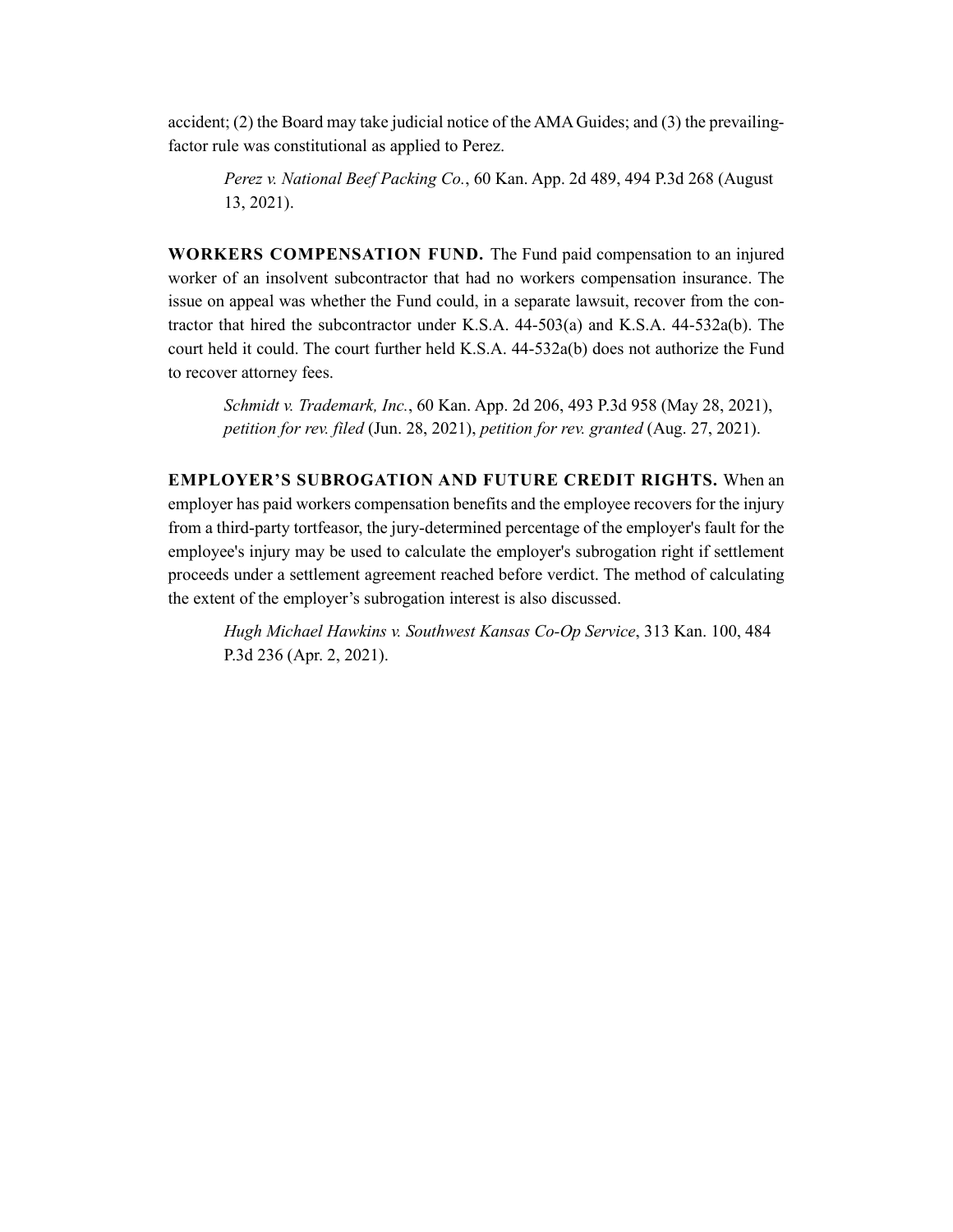accident; (2) the Board may take judicial notice of the AMA Guides; and (3) the prevailing-factor rule was constitutional as applied to Perez.

> *Perez v. National Beef Packing Co.*, 60 Kan. App. 2d 489, 494 P.3d 268 (August 13, 2021).

**WORKERS COMPENSATION FUND.** The Fund paid compensation to an injured worker of an insolvent subcontractor that had no workers compensation insurance. The issue on appeal was whether the Fund could, in a separate lawsuit, recover from the contractor that hired the subcontractor under K.S.A. 44-503(a) and K.S.A. 44-532a(b). The court held it could. The court further held K.S.A. 44-532a(b) does not authorize the Fund to recover attorney fees.

> *Schmidt v. Trademark, Inc.*, 60 Kan. App. 2d 206, 493 P.3d 958 (May 28, 2021), *petition for rev. filed* (Jun. 28, 2021), *petition for rev. granted* (Aug. 27, 2021).

**EMPLOYER'S SUBROGATION AND FUTURE CREDIT RIGHTS.** When an employer has paid workers compensation benefits and the employee recovers for the injury from a third-party tortfeasor, the jury-determined percentage of the employer's fault for the employee's injury may be used to calculate the employer's subrogation right if settlement proceeds under a settlement agreement reached before verdict. The method of calculating the extent of the employer's subrogation interest is also discussed.

> *Hugh Michael Hawkins v. Southwest Kansas Co-Op Service*, 313 Kan. 100, 484 P.3d 236 (Apr. 2, 2021).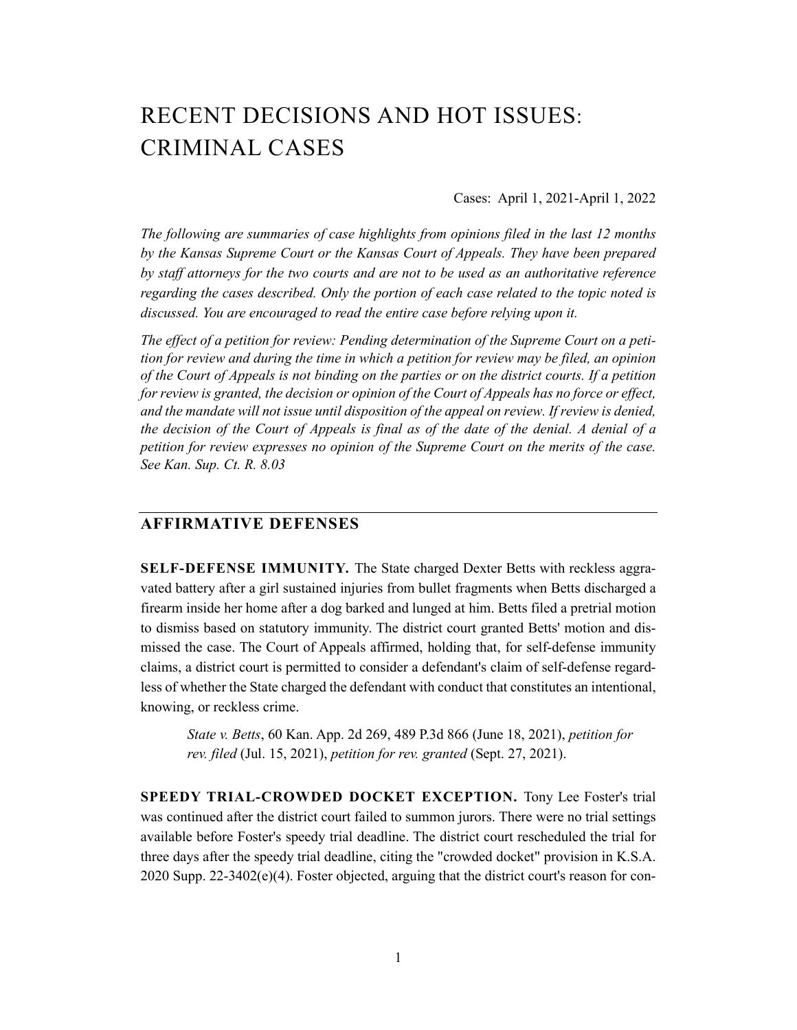# RECENT DECISIONS AND HOT ISSUES: CRIMINAL CASES

Cases: April 1, 2021-April 1, 2022

*The following are summaries of case highlights from opinions filed in the last 12 months by the Kansas Supreme Court or the Kansas Court of Appeals. They have been prepared by staff attorneys for the two courts and are not to be used as an authoritative reference regarding the cases described. Only the portion of each case related to the topic noted is discussed. You are encouraged to read the entire case before relying upon it.*

*The effect of a petition for review: Pending determination of the Supreme Court on a petition for review and during the time in which a petition for review may be filed, an opinion of the Court of Appeals is not binding on the parties or on the district courts. If a petition for review is granted, the decision or opinion of the Court of Appeals has no force or effect, and the mandate will not issue until disposition of the appeal on review. If review is denied, the decision of the Court of Appeals is final as of the date of the denial. A denial of a petition for review expresses no opinion of the Supreme Court on the merits of the case. See Kan. Sup. Ct. R. 8.03*

## AFFIRMATIVE DEFENSES

**SELF-DEFENSE IMMUNITY.** The State charged Dexter Betts with reckless aggravated battery after a girl sustained injuries from bullet fragments when Betts discharged a firearm inside her home after a dog barked and lunged at him. Betts filed a pretrial motion to dismiss based on statutory immunity. The district court granted Betts' motion and dismissed the case. The Court of Appeals affirmed, holding that, for self-defense immunity claims, a district court is permitted to consider a defendant's claim of self-defense regardless of whether the State charged the defendant with conduct that constitutes an intentional, knowing, or reckless crime.

> *State v. Betts*, 60 Kan. App. 2d 269, 489 P.3d 866 (June 18, 2021), *petition for rev. filed* (Jul. 15, 2021), *petition for rev. granted* (Sept. 27, 2021).

**SPEEDY TRIAL-CROWDED DOCKET EXCEPTION.** Tony Lee Foster's trial was continued after the district court failed to summon jurors. There were no trial settings available before Foster's speedy trial deadline. The district court rescheduled the trial for three days after the speedy trial deadline, citing the "crowded docket" provision in K.S.A. 2020 Supp. 22-3402(e)(4). Foster objected, arguing that the district court's reason for con-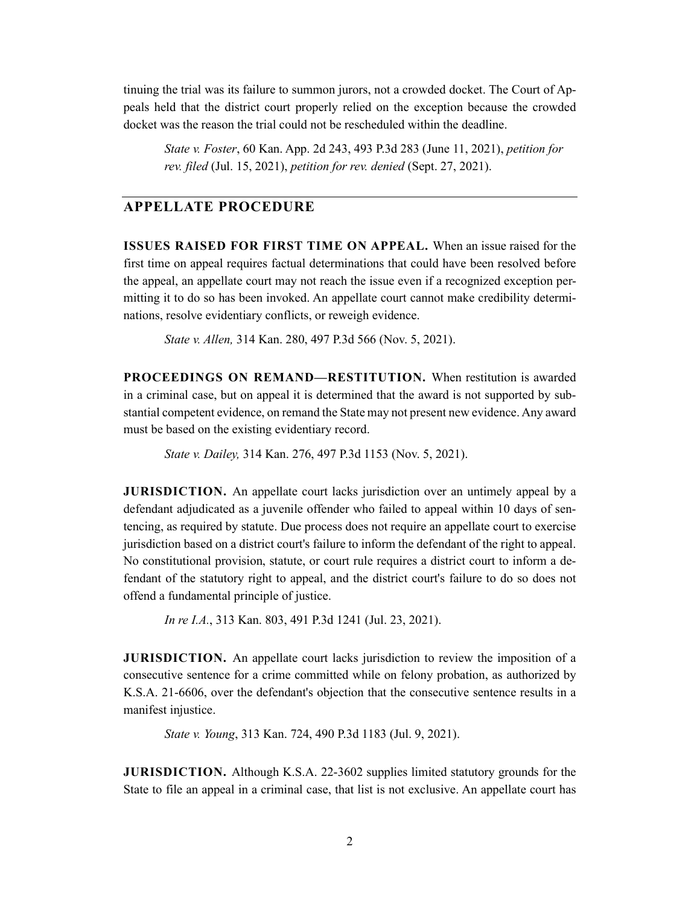tinuing the trial was its failure to summon jurors, not a crowded docket. The Court of Appeals held that the district court properly relied on the exception because the crowded docket was the reason the trial could not be rescheduled within the deadline.

> *State v. Foster*, 60 Kan. App. 2d 243, 493 P.3d 283 (June 11, 2021), *petition for rev. filed* (Jul. 15, 2021), *petition for rev. denied* (Sept. 27, 2021).

## APPELLATE PROCEDURE

**ISSUES RAISED FOR FIRST TIME ON APPEAL.** When an issue raised for the first time on appeal requires factual determinations that could have been resolved before the appeal, an appellate court may not reach the issue even if a recognized exception permitting it to do so has been invoked. An appellate court cannot make credibility determinations, resolve evidentiary conflicts, or reweigh evidence.

> *State v. Allen,* 314 Kan. 280, 497 P.3d 566 (Nov. 5, 2021).

**PROCEEDINGS ON REMAND—RESTITUTION.** When restitution is awarded in a criminal case, but on appeal it is determined that the award is not supported by substantial competent evidence, on remand the State may not present new evidence. Any award must be based on the existing evidentiary record.

> *State v. Dailey,* 314 Kan. 276, 497 P.3d 1153 (Nov. 5, 2021).

**JURISDICTION.** An appellate court lacks jurisdiction over an untimely appeal by a defendant adjudicated as a juvenile offender who failed to appeal within 10 days of sentencing, as required by statute. Due process does not require an appellate court to exercise jurisdiction based on a district court's failure to inform the defendant of the right to appeal. No constitutional provision, statute, or court rule requires a district court to inform a defendant of the statutory right to appeal, and the district court's failure to do so does not offend a fundamental principle of justice.

> *In re I.A.*, 313 Kan. 803, 491 P.3d 1241 (Jul. 23, 2021).

**JURISDICTION.** An appellate court lacks jurisdiction to review the imposition of a consecutive sentence for a crime committed while on felony probation, as authorized by K.S.A. 21-6606, over the defendant's objection that the consecutive sentence results in a manifest injustice.

> *State v. Young*, 313 Kan. 724, 490 P.3d 1183 (Jul. 9, 2021).

**JURISDICTION.** Although K.S.A. 22-3602 supplies limited statutory grounds for the State to file an appeal in a criminal case, that list is not exclusive. An appellate court has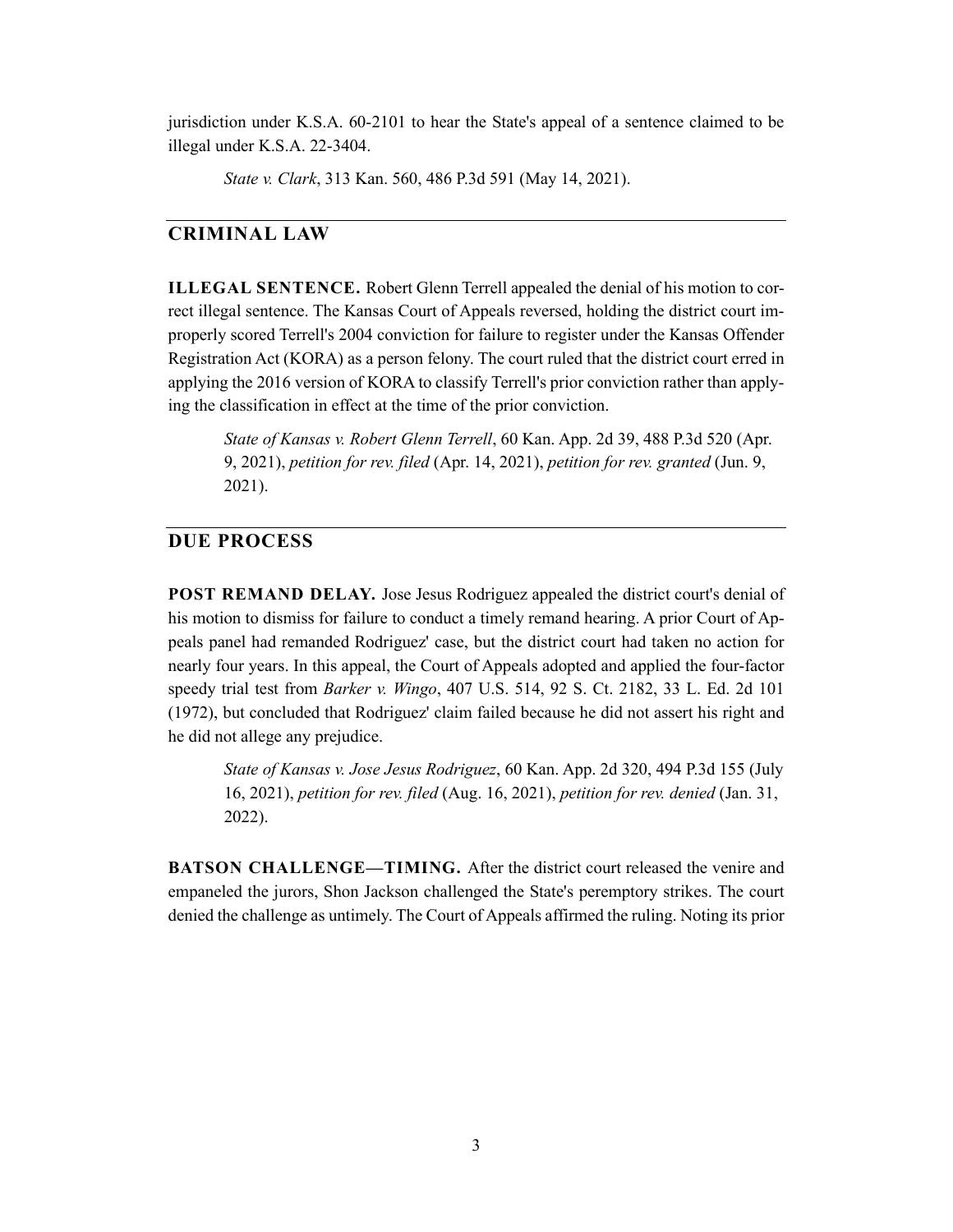jurisdiction under K.S.A. 60-2101 to hear the State's appeal of a sentence claimed to be illegal under K.S.A. 22-3404.

> *State v. Clark*, 313 Kan. 560, 486 P.3d 591 (May 14, 2021).

## CRIMINAL LAW

**ILLEGAL SENTENCE.** Robert Glenn Terrell appealed the denial of his motion to correct illegal sentence. The Kansas Court of Appeals reversed, holding the district court improperly scored Terrell's 2004 conviction for failure to register under the Kansas Offender Registration Act (KORA) as a person felony. The court ruled that the district court erred in applying the 2016 version of KORA to classify Terrell's prior conviction rather than applying the classification in effect at the time of the prior conviction.

> *State of Kansas v. Robert Glenn Terrell*, 60 Kan. App. 2d 39, 488 P.3d 520 (Apr. 9, 2021), *petition for rev. filed* (Apr. 14, 2021), *petition for rev. granted* (Jun. 9, 2021).

## DUE PROCESS

**POST REMAND DELAY.** Jose Jesus Rodriguez appealed the district court's denial of his motion to dismiss for failure to conduct a timely remand hearing. A prior Court of Appeals panel had remanded Rodriguez' case, but the district court had taken no action for nearly four years. In this appeal, the Court of Appeals adopted and applied the four-factor speedy trial test from *Barker v. Wingo*, 407 U.S. 514, 92 S. Ct. 2182, 33 L. Ed. 2d 101 (1972), but concluded that Rodriguez' claim failed because he did not assert his right and he did not allege any prejudice.

> *State of Kansas v. Jose Jesus Rodriguez*, 60 Kan. App. 2d 320, 494 P.3d 155 (July 16, 2021), *petition for rev. filed* (Aug. 16, 2021), *petition for rev. denied* (Jan. 31, 2022).

**BATSON CHALLENGE—TIMING.** After the district court released the venire and empaneled the jurors, Shon Jackson challenged the State's peremptory strikes. The court denied the challenge as untimely. The Court of Appeals affirmed the ruling. Noting its prior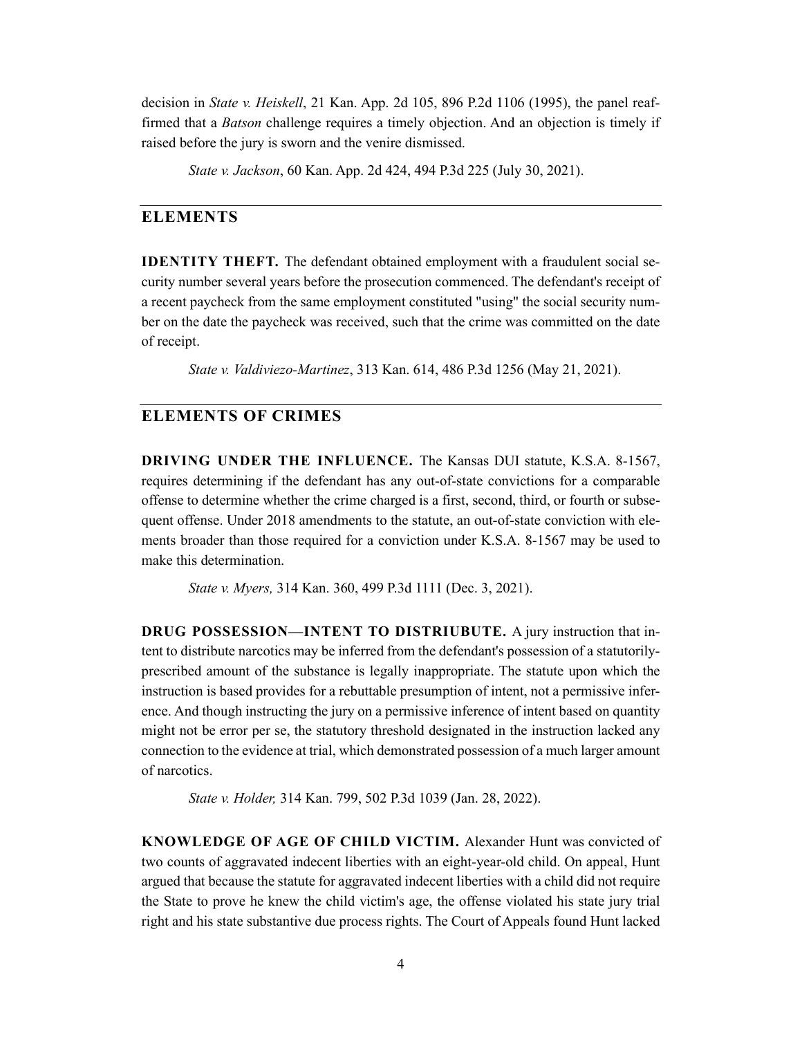decision in *State v. Heiskell*, 21 Kan. App. 2d 105, 896 P.2d 1106 (1995), the panel reaffirmed that a *Batson* challenge requires a timely objection. And an objection is timely if raised before the jury is sworn and the venire dismissed.

*State v. Jackson*, 60 Kan. App. 2d 424, 494 P.3d 225 (July 30, 2021).

## ELEMENTS

**IDENTITY THEFT.** The defendant obtained employment with a fraudulent social security number several years before the prosecution commenced. The defendant's receipt of a recent paycheck from the same employment constituted "using" the social security number on the date the paycheck was received, such that the crime was committed on the date of receipt.

*State v. Valdiviezo-Martinez*, 313 Kan. 614, 486 P.3d 1256 (May 21, 2021).

## ELEMENTS OF CRIMES

**DRIVING UNDER THE INFLUENCE.** The Kansas DUI statute, K.S.A. 8-1567, requires determining if the defendant has any out-of-state convictions for a comparable offense to determine whether the crime charged is a first, second, third, or fourth or subsequent offense. Under 2018 amendments to the statute, an out-of-state conviction with elements broader than those required for a conviction under K.S.A. 8-1567 may be used to make this determination.

*State v. Myers,* 314 Kan. 360, 499 P.3d 1111 (Dec. 3, 2021).

**DRUG POSSESSION—INTENT TO DISTRIUBUTE.** A jury instruction that intent to distribute narcotics may be inferred from the defendant's possession of a statutorily-prescribed amount of the substance is legally inappropriate. The statute upon which the instruction is based provides for a rebuttable presumption of intent, not a permissive inference. And though instructing the jury on a permissive inference of intent based on quantity might not be error per se, the statutory threshold designated in the instruction lacked any connection to the evidence at trial, which demonstrated possession of a much larger amount of narcotics.

*State v. Holder,* 314 Kan. 799, 502 P.3d 1039 (Jan. 28, 2022).

**KNOWLEDGE OF AGE OF CHILD VICTIM.** Alexander Hunt was convicted of two counts of aggravated indecent liberties with an eight-year-old child. On appeal, Hunt argued that because the statute for aggravated indecent liberties with a child did not require the State to prove he knew the child victim's age, the offense violated his state jury trial right and his state substantive due process rights. The Court of Appeals found Hunt lacked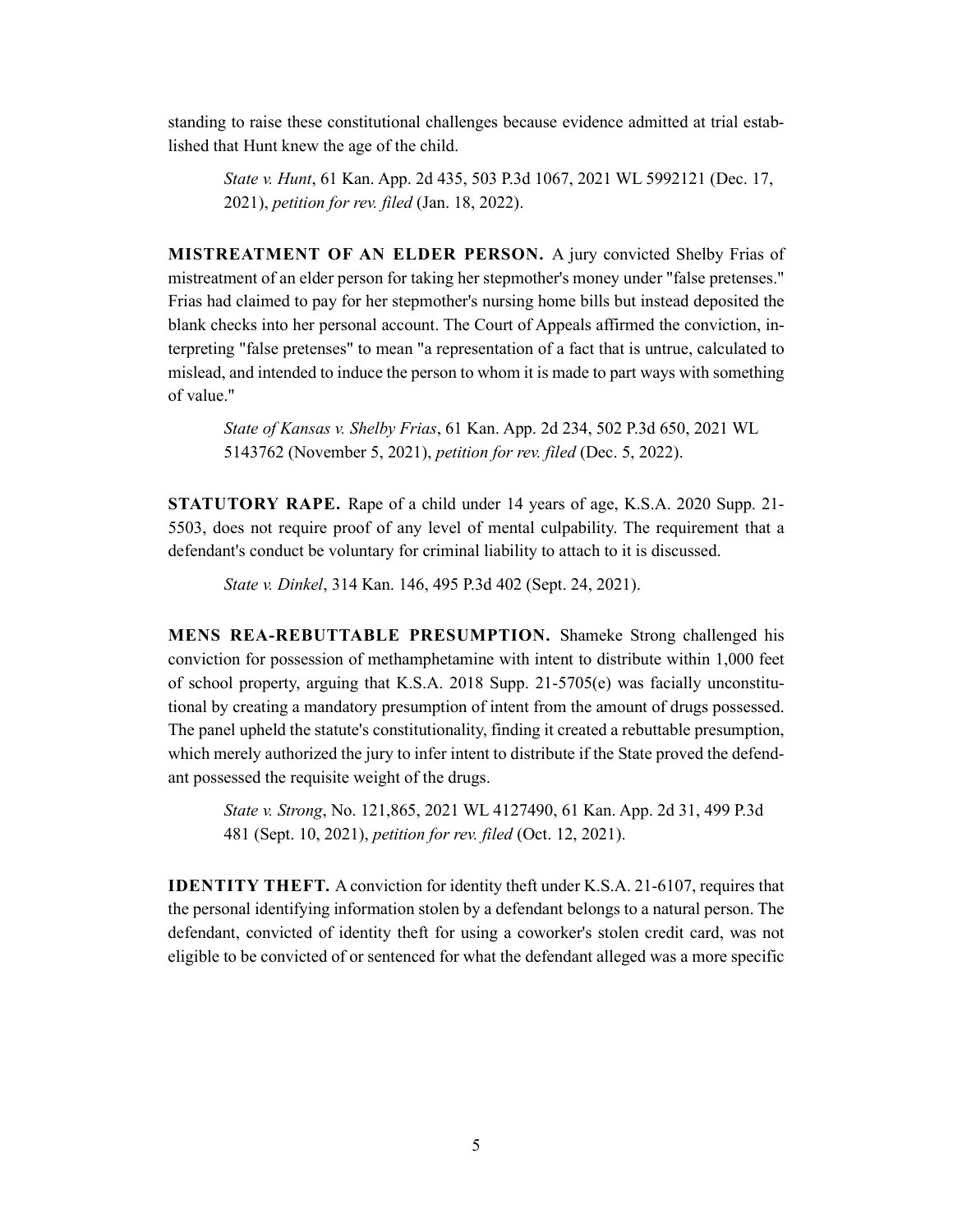standing to raise these constitutional challenges because evidence admitted at trial established that Hunt knew the age of the child.

> *State v. Hunt*, 61 Kan. App. 2d 435, 503 P.3d 1067, 2021 WL 5992121 (Dec. 17, 2021), *petition for rev. filed* (Jan. 18, 2022).

**MISTREATMENT OF AN ELDER PERSON.** A jury convicted Shelby Frias of mistreatment of an elder person for taking her stepmother's money under "false pretenses." Frias had claimed to pay for her stepmother's nursing home bills but instead deposited the blank checks into her personal account. The Court of Appeals affirmed the conviction, interpreting "false pretenses" to mean "a representation of a fact that is untrue, calculated to mislead, and intended to induce the person to whom it is made to part ways with something of value."

> *State of Kansas v. Shelby Frias*, 61 Kan. App. 2d 234, 502 P.3d 650, 2021 WL 5143762 (November 5, 2021), *petition for rev. filed* (Dec. 5, 2022).

**STATUTORY RAPE.** Rape of a child under 14 years of age, K.S.A. 2020 Supp. 21-5503, does not require proof of any level of mental culpability. The requirement that a defendant's conduct be voluntary for criminal liability to attach to it is discussed.

> *State v. Dinkel*, 314 Kan. 146, 495 P.3d 402 (Sept. 24, 2021).

**MENS REA-REBUTTABLE PRESUMPTION.** Shameke Strong challenged his conviction for possession of methamphetamine with intent to distribute within 1,000 feet of school property, arguing that K.S.A. 2018 Supp. 21-5705(e) was facially unconstitutional by creating a mandatory presumption of intent from the amount of drugs possessed. The panel upheld the statute's constitutionality, finding it created a rebuttable presumption, which merely authorized the jury to infer intent to distribute if the State proved the defendant possessed the requisite weight of the drugs.

> *State v. Strong*, No. 121,865, 2021 WL 4127490, 61 Kan. App. 2d 31, 499 P.3d 481 (Sept. 10, 2021), *petition for rev. filed* (Oct. 12, 2021).

**IDENTITY THEFT.** A conviction for identity theft under K.S.A. 21-6107, requires that the personal identifying information stolen by a defendant belongs to a natural person. The defendant, convicted of identity theft for using a coworker's stolen credit card, was not eligible to be convicted of or sentenced for what the defendant alleged was a more specific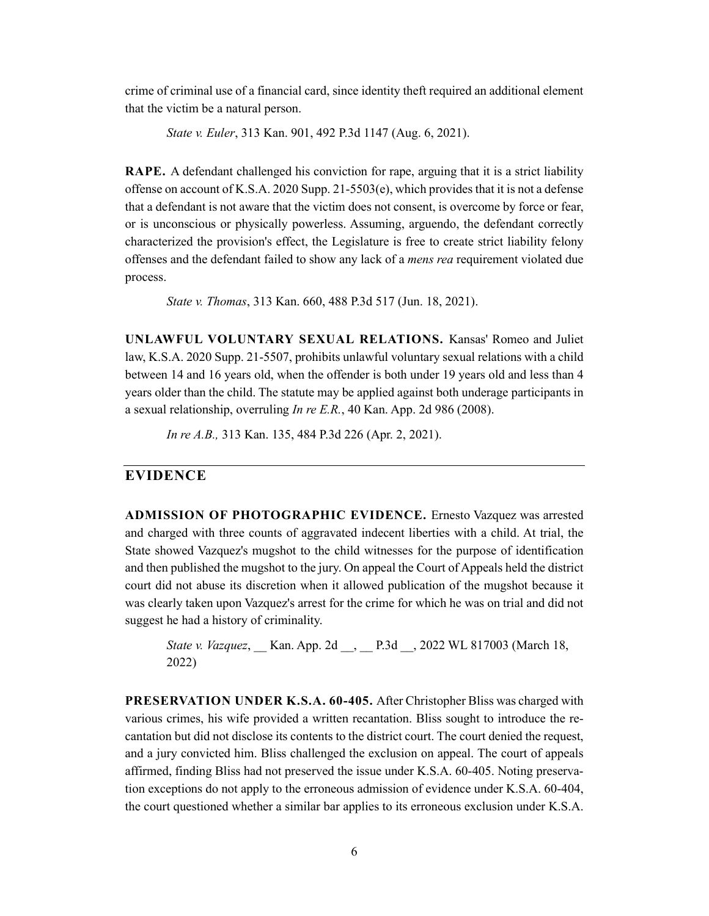crime of criminal use of a financial card, since identity theft required an additional element that the victim be a natural person.

> *State v. Euler*, 313 Kan. 901, 492 P.3d 1147 (Aug. 6, 2021).

**RAPE.** A defendant challenged his conviction for rape, arguing that it is a strict liability offense on account of K.S.A. 2020 Supp. 21-5503(e), which provides that it is not a defense that a defendant is not aware that the victim does not consent, is overcome by force or fear, or is unconscious or physically powerless. Assuming, arguendo, the defendant correctly characterized the provision's effect, the Legislature is free to create strict liability felony offenses and the defendant failed to show any lack of a *mens rea* requirement violated due process.

> *State v. Thomas*, 313 Kan. 660, 488 P.3d 517 (Jun. 18, 2021).

**UNLAWFUL VOLUNTARY SEXUAL RELATIONS.** Kansas' Romeo and Juliet law, K.S.A. 2020 Supp. 21-5507, prohibits unlawful voluntary sexual relations with a child between 14 and 16 years old, when the offender is both under 19 years old and less than 4 years older than the child. The statute may be applied against both underage participants in a sexual relationship, overruling *In re E.R.*, 40 Kan. App. 2d 986 (2008).

> *In re A.B.,* 313 Kan. 135, 484 P.3d 226 (Apr. 2, 2021).

## EVIDENCE

**ADMISSION OF PHOTOGRAPHIC EVIDENCE.** Ernesto Vazquez was arrested and charged with three counts of aggravated indecent liberties with a child. At trial, the State showed Vazquez's mugshot to the child witnesses for the purpose of identification and then published the mugshot to the jury. On appeal the Court of Appeals held the district court did not abuse its discretion when it allowed publication of the mugshot because it was clearly taken upon Vazquez's arrest for the crime for which he was on trial and did not suggest he had a history of criminality.

> *State v. Vazquez*, __ Kan. App. 2d __, __ P.3d __, 2022 WL 817003 (March 18, 2022)

**PRESERVATION UNDER K.S.A. 60-405.** After Christopher Bliss was charged with various crimes, his wife provided a written recantation. Bliss sought to introduce the recantation but did not disclose its contents to the district court. The court denied the request, and a jury convicted him. Bliss challenged the exclusion on appeal. The court of appeals affirmed, finding Bliss had not preserved the issue under K.S.A. 60-405. Noting preservation exceptions do not apply to the erroneous admission of evidence under K.S.A. 60-404, the court questioned whether a similar bar applies to its erroneous exclusion under K.S.A.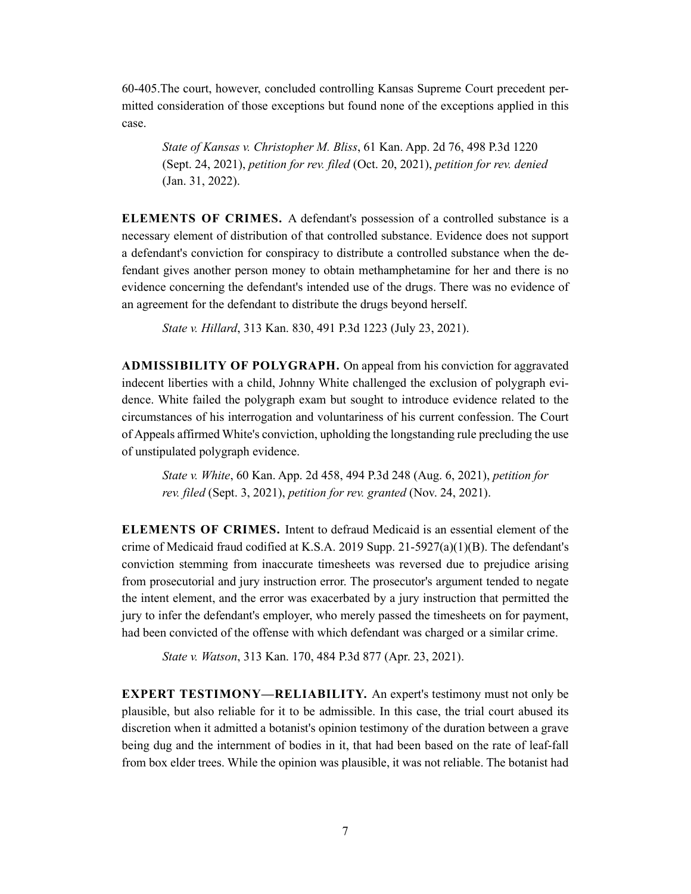60-405.The court, however, concluded controlling Kansas Supreme Court precedent permitted consideration of those exceptions but found none of the exceptions applied in this case.

> *State of Kansas v. Christopher M. Bliss*, 61 Kan. App. 2d 76, 498 P.3d 1220 (Sept. 24, 2021), *petition for rev. filed* (Oct. 20, 2021), *petition for rev. denied* (Jan. 31, 2022).

**ELEMENTS OF CRIMES.** A defendant's possession of a controlled substance is a necessary element of distribution of that controlled substance. Evidence does not support a defendant's conviction for conspiracy to distribute a controlled substance when the defendant gives another person money to obtain methamphetamine for her and there is no evidence concerning the defendant's intended use of the drugs. There was no evidence of an agreement for the defendant to distribute the drugs beyond herself.

> *State v. Hillard*, 313 Kan. 830, 491 P.3d 1223 (July 23, 2021).

**ADMISSIBILITY OF POLYGRAPH.** On appeal from his conviction for aggravated indecent liberties with a child, Johnny White challenged the exclusion of polygraph evidence. White failed the polygraph exam but sought to introduce evidence related to the circumstances of his interrogation and voluntariness of his current confession. The Court of Appeals affirmed White's conviction, upholding the longstanding rule precluding the use of unstipulated polygraph evidence.

> *State v. White*, 60 Kan. App. 2d 458, 494 P.3d 248 (Aug. 6, 2021), *petition for rev. filed* (Sept. 3, 2021), *petition for rev. granted* (Nov. 24, 2021).

**ELEMENTS OF CRIMES.** Intent to defraud Medicaid is an essential element of the crime of Medicaid fraud codified at K.S.A. 2019 Supp. 21-5927(a)(1)(B). The defendant's conviction stemming from inaccurate timesheets was reversed due to prejudice arising from prosecutorial and jury instruction error. The prosecutor's argument tended to negate the intent element, and the error was exacerbated by a jury instruction that permitted the jury to infer the defendant's employer, who merely passed the timesheets on for payment, had been convicted of the offense with which defendant was charged or a similar crime.

> *State v. Watson*, 313 Kan. 170, 484 P.3d 877 (Apr. 23, 2021).

**EXPERT TESTIMONY—RELIABILITY.** An expert's testimony must not only be plausible, but also reliable for it to be admissible. In this case, the trial court abused its discretion when it admitted a botanist's opinion testimony of the duration between a grave being dug and the internment of bodies in it, that had been based on the rate of leaf-fall from box elder trees. While the opinion was plausible, it was not reliable. The botanist had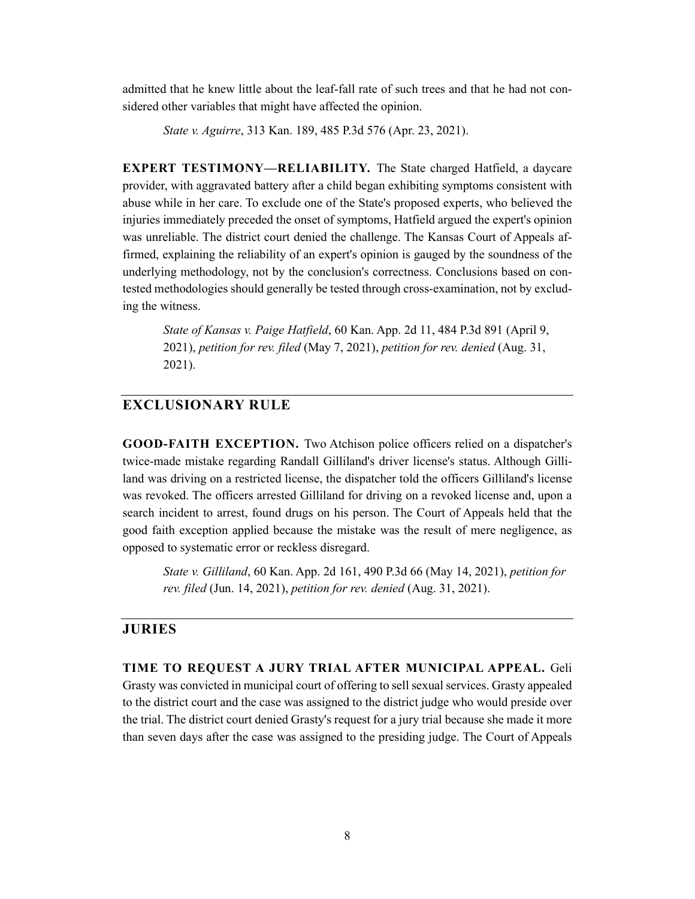admitted that he knew little about the leaf-fall rate of such trees and that he had not considered other variables that might have affected the opinion.

> *State v. Aguirre*, 313 Kan. 189, 485 P.3d 576 (Apr. 23, 2021).

**EXPERT TESTIMONY—RELIABILITY.** The State charged Hatfield, a daycare provider, with aggravated battery after a child began exhibiting symptoms consistent with abuse while in her care. To exclude one of the State's proposed experts, who believed the injuries immediately preceded the onset of symptoms, Hatfield argued the expert's opinion was unreliable. The district court denied the challenge. The Kansas Court of Appeals affirmed, explaining the reliability of an expert's opinion is gauged by the soundness of the underlying methodology, not by the conclusion's correctness. Conclusions based on contested methodologies should generally be tested through cross-examination, not by excluding the witness.

> *State of Kansas v. Paige Hatfield*, 60 Kan. App. 2d 11, 484 P.3d 891 (April 9, 2021), *petition for rev. filed* (May 7, 2021), *petition for rev. denied* (Aug. 31, 2021).

## EXCLUSIONARY RULE

**GOOD-FAITH EXCEPTION.** Two Atchison police officers relied on a dispatcher's twice-made mistake regarding Randall Gilliland's driver license's status. Although Gilliland was driving on a restricted license, the dispatcher told the officers Gilliland's license was revoked. The officers arrested Gilliland for driving on a revoked license and, upon a search incident to arrest, found drugs on his person. The Court of Appeals held that the good faith exception applied because the mistake was the result of mere negligence, as opposed to systematic error or reckless disregard.

> *State v. Gilliland*, 60 Kan. App. 2d 161, 490 P.3d 66 (May 14, 2021), *petition for rev. filed* (Jun. 14, 2021), *petition for rev. denied* (Aug. 31, 2021).

## JURIES

**TIME TO REQUEST A JURY TRIAL AFTER MUNICIPAL APPEAL.** Geli Grasty was convicted in municipal court of offering to sell sexual services. Grasty appealed to the district court and the case was assigned to the district judge who would preside over the trial. The district court denied Grasty's request for a jury trial because she made it more than seven days after the case was assigned to the presiding judge. The Court of Appeals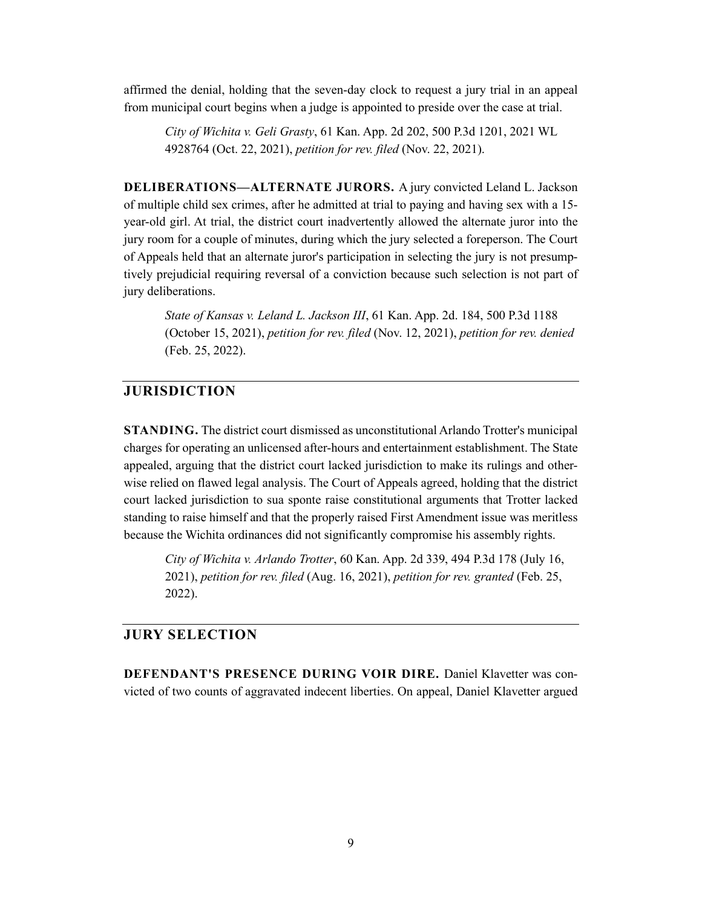affirmed the denial, holding that the seven-day clock to request a jury trial in an appeal from municipal court begins when a judge is appointed to preside over the case at trial.

> *City of Wichita v. Geli Grasty*, 61 Kan. App. 2d 202, 500 P.3d 1201, 2021 WL 4928764 (Oct. 22, 2021), *petition for rev. filed* (Nov. 22, 2021).

**DELIBERATIONS—ALTERNATE JURORS.** A jury convicted Leland L. Jackson of multiple child sex crimes, after he admitted at trial to paying and having sex with a 15-year-old girl. At trial, the district court inadvertently allowed the alternate juror into the jury room for a couple of minutes, during which the jury selected a foreperson. The Court of Appeals held that an alternate juror's participation in selecting the jury is not presumptively prejudicial requiring reversal of a conviction because such selection is not part of jury deliberations.

> *State of Kansas v. Leland L. Jackson III*, 61 Kan. App. 2d. 184, 500 P.3d 1188 (October 15, 2021), *petition for rev. filed* (Nov. 12, 2021), *petition for rev. denied* (Feb. 25, 2022).

## JURISDICTION

**STANDING.** The district court dismissed as unconstitutional Arlando Trotter's municipal charges for operating an unlicensed after-hours and entertainment establishment. The State appealed, arguing that the district court lacked jurisdiction to make its rulings and otherwise relied on flawed legal analysis. The Court of Appeals agreed, holding that the district court lacked jurisdiction to sua sponte raise constitutional arguments that Trotter lacked standing to raise himself and that the properly raised First Amendment issue was meritless because the Wichita ordinances did not significantly compromise his assembly rights.

> *City of Wichita v. Arlando Trotter*, 60 Kan. App. 2d 339, 494 P.3d 178 (July 16, 2021), *petition for rev. filed* (Aug. 16, 2021), *petition for rev. granted* (Feb. 25, 2022).

## JURY SELECTION

**DEFENDANT'S PRESENCE DURING VOIR DIRE.** Daniel Klavetter was convicted of two counts of aggravated indecent liberties. On appeal, Daniel Klavetter argued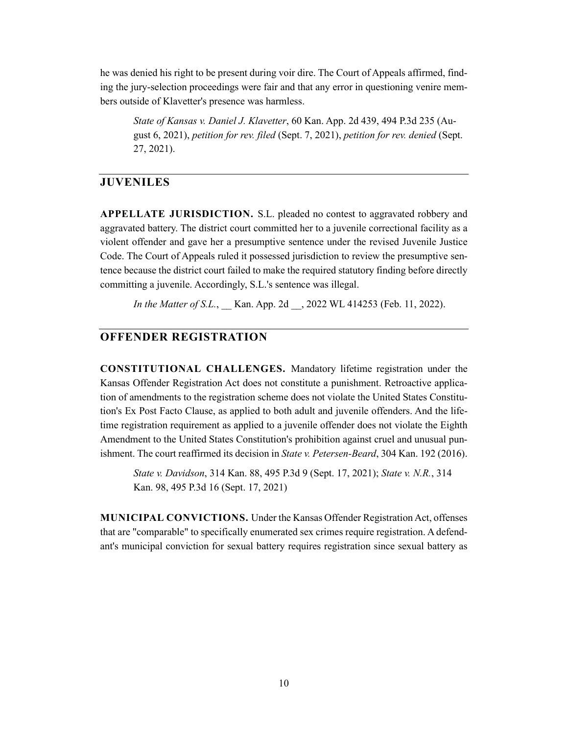he was denied his right to be present during voir dire. The Court of Appeals affirmed, finding the jury-selection proceedings were fair and that any error in questioning venire members outside of Klavetter's presence was harmless.

> *State of Kansas v. Daniel J. Klavetter*, 60 Kan. App. 2d 439, 494 P.3d 235 (August 6, 2021), *petition for rev. filed* (Sept. 7, 2021), *petition for rev. denied* (Sept. 27, 2021).

## JUVENILES

**APPELLATE JURISDICTION.** S.L. pleaded no contest to aggravated robbery and aggravated battery. The district court committed her to a juvenile correctional facility as a violent offender and gave her a presumptive sentence under the revised Juvenile Justice Code. The Court of Appeals ruled it possessed jurisdiction to review the presumptive sentence because the district court failed to make the required statutory finding before directly committing a juvenile. Accordingly, S.L.'s sentence was illegal.

> *In the Matter of S.L.*, __ Kan. App. 2d __, 2022 WL 414253 (Feb. 11, 2022).

## OFFENDER REGISTRATION

**CONSTITUTIONAL CHALLENGES.** Mandatory lifetime registration under the Kansas Offender Registration Act does not constitute a punishment. Retroactive application of amendments to the registration scheme does not violate the United States Constitution's Ex Post Facto Clause, as applied to both adult and juvenile offenders. And the lifetime registration requirement as applied to a juvenile offender does not violate the Eighth Amendment to the United States Constitution's prohibition against cruel and unusual punishment. The court reaffirmed its decision in *State v. Petersen-Beard*, 304 Kan. 192 (2016).

> *State v. Davidson*, 314 Kan. 88, 495 P.3d 9 (Sept. 17, 2021); *State v. N.R.*, 314 Kan. 98, 495 P.3d 16 (Sept. 17, 2021)

**MUNICIPAL CONVICTIONS.** Under the Kansas Offender Registration Act, offenses that are "comparable" to specifically enumerated sex crimes require registration. A defendant's municipal conviction for sexual battery requires registration since sexual battery as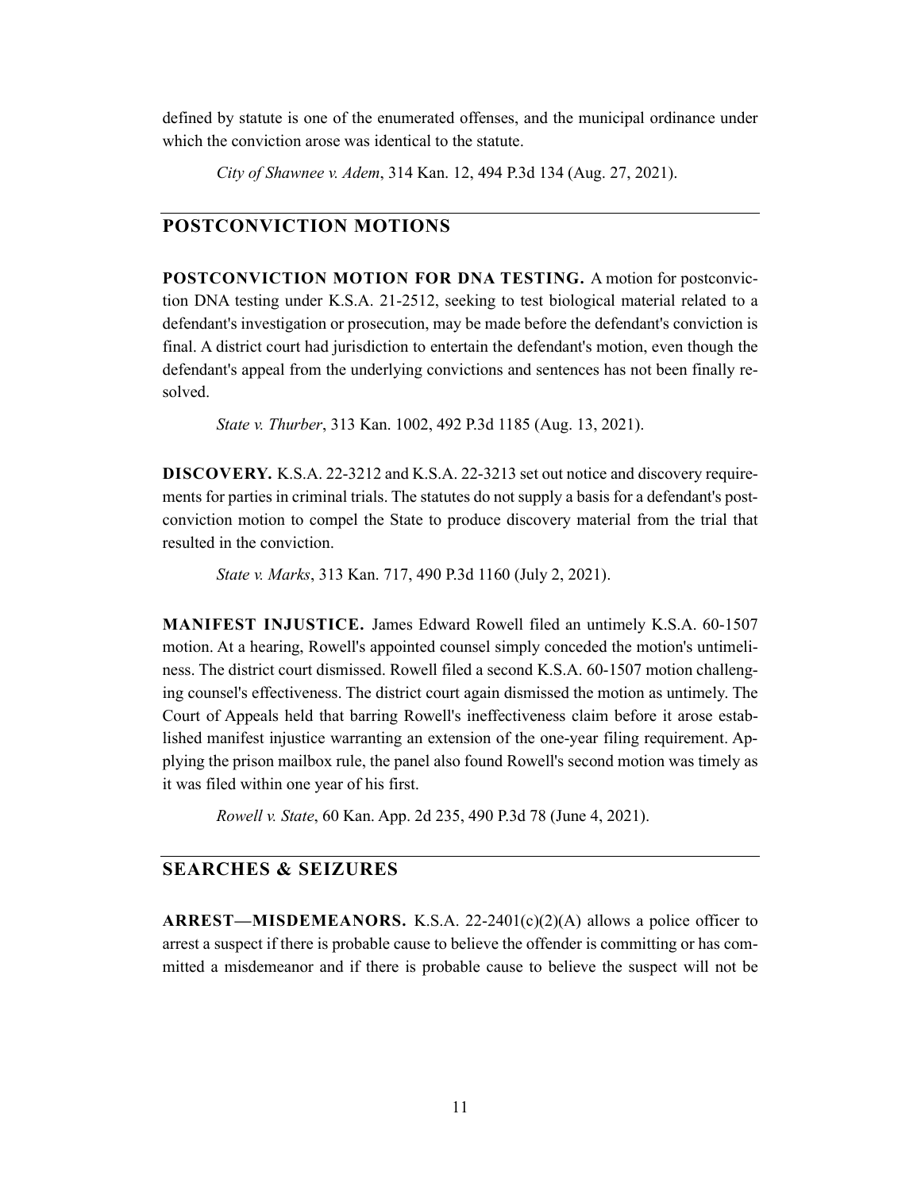defined by statute is one of the enumerated offenses, and the municipal ordinance under which the conviction arose was identical to the statute.

*City of Shawnee v. Adem*, 314 Kan. 12, 494 P.3d 134 (Aug. 27, 2021).

## POSTCONVICTION MOTIONS

**POSTCONVICTION MOTION FOR DNA TESTING.** A motion for postconviction DNA testing under K.S.A. 21-2512, seeking to test biological material related to a defendant's investigation or prosecution, may be made before the defendant's conviction is final. A district court had jurisdiction to entertain the defendant's motion, even though the defendant's appeal from the underlying convictions and sentences has not been finally resolved.

*State v. Thurber*, 313 Kan. 1002, 492 P.3d 1185 (Aug. 13, 2021).

**DISCOVERY.** K.S.A. 22-3212 and K.S.A. 22-3213 set out notice and discovery requirements for parties in criminal trials. The statutes do not supply a basis for a defendant's postconviction motion to compel the State to produce discovery material from the trial that resulted in the conviction.

*State v. Marks*, 313 Kan. 717, 490 P.3d 1160 (July 2, 2021).

**MANIFEST INJUSTICE.** James Edward Rowell filed an untimely K.S.A. 60-1507 motion. At a hearing, Rowell's appointed counsel simply conceded the motion's untimeliness. The district court dismissed. Rowell filed a second K.S.A. 60-1507 motion challenging counsel's effectiveness. The district court again dismissed the motion as untimely. The Court of Appeals held that barring Rowell's ineffectiveness claim before it arose established manifest injustice warranting an extension of the one-year filing requirement. Applying the prison mailbox rule, the panel also found Rowell's second motion was timely as it was filed within one year of his first.

*Rowell v. State*, 60 Kan. App. 2d 235, 490 P.3d 78 (June 4, 2021).

## SEARCHES & SEIZURES

**ARREST—MISDEMEANORS.** K.S.A. 22-2401(c)(2)(A) allows a police officer to arrest a suspect if there is probable cause to believe the offender is committing or has committed a misdemeanor and if there is probable cause to believe the suspect will not be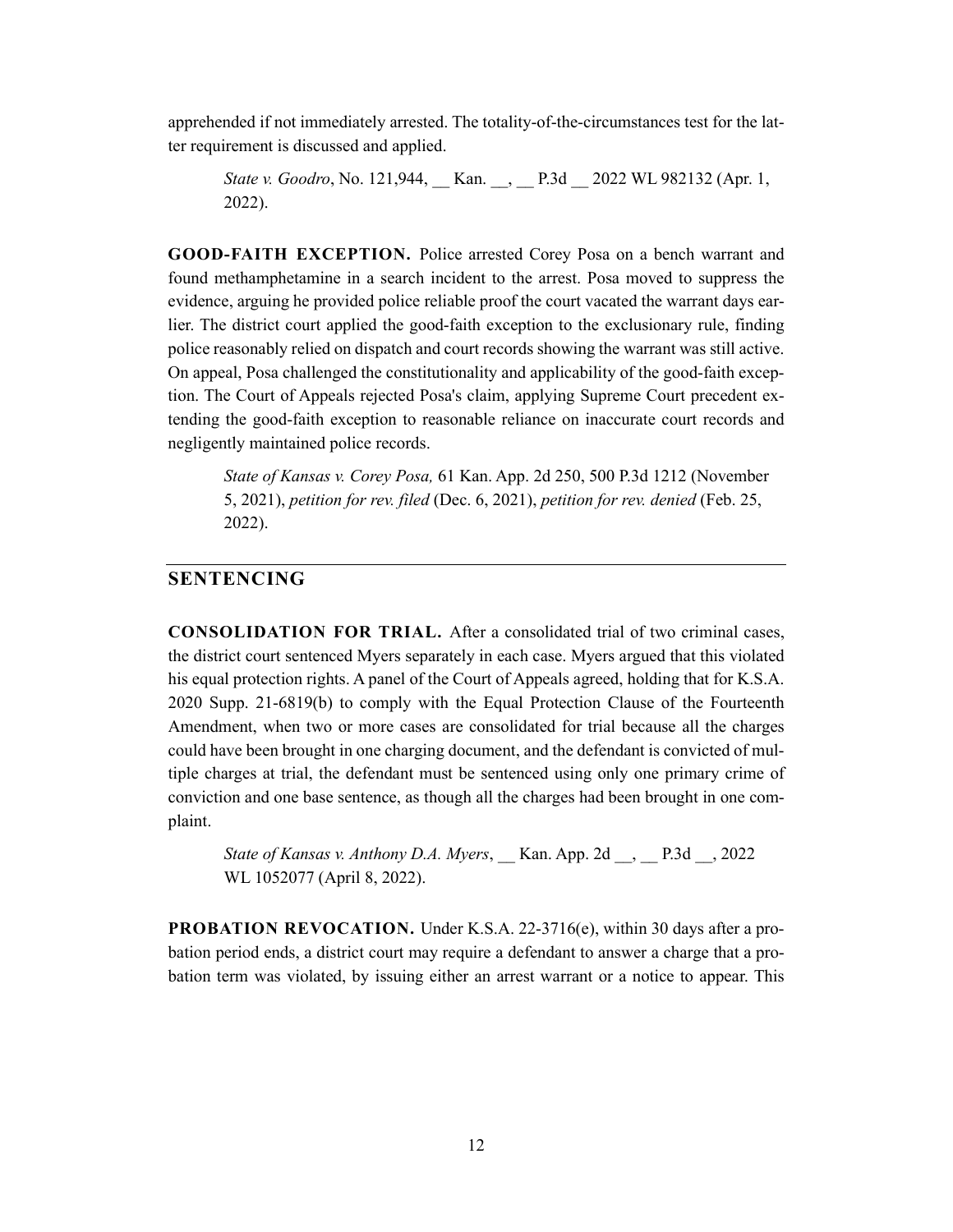apprehended if not immediately arrested. The totality-of-the-circumstances test for the latter requirement is discussed and applied.

> *State v. Goodro*, No. 121,944, __ Kan. __, __ P.3d __ 2022 WL 982132 (Apr. 1, 2022).

**GOOD-FAITH EXCEPTION.** Police arrested Corey Posa on a bench warrant and found methamphetamine in a search incident to the arrest. Posa moved to suppress the evidence, arguing he provided police reliable proof the court vacated the warrant days earlier. The district court applied the good-faith exception to the exclusionary rule, finding police reasonably relied on dispatch and court records showing the warrant was still active. On appeal, Posa challenged the constitutionality and applicability of the good-faith exception. The Court of Appeals rejected Posa's claim, applying Supreme Court precedent extending the good-faith exception to reasonable reliance on inaccurate court records and negligently maintained police records.

> *State of Kansas v. Corey Posa,* 61 Kan. App. 2d 250, 500 P.3d 1212 (November 5, 2021), *petition for rev. filed* (Dec. 6, 2021), *petition for rev. denied* (Feb. 25, 2022).

## SENTENCING

**CONSOLIDATION FOR TRIAL.** After a consolidated trial of two criminal cases, the district court sentenced Myers separately in each case. Myers argued that this violated his equal protection rights. A panel of the Court of Appeals agreed, holding that for K.S.A. 2020 Supp. 21-6819(b) to comply with the Equal Protection Clause of the Fourteenth Amendment, when two or more cases are consolidated for trial because all the charges could have been brought in one charging document, and the defendant is convicted of multiple charges at trial, the defendant must be sentenced using only one primary crime of conviction and one base sentence, as though all the charges had been brought in one complaint.

> *State of Kansas v. Anthony D.A. Myers*, __ Kan. App. 2d __, __ P.3d __, 2022 WL 1052077 (April 8, 2022).

**PROBATION REVOCATION.** Under K.S.A. 22-3716(e), within 30 days after a probation period ends, a district court may require a defendant to answer a charge that a probation term was violated, by issuing either an arrest warrant or a notice to appear. This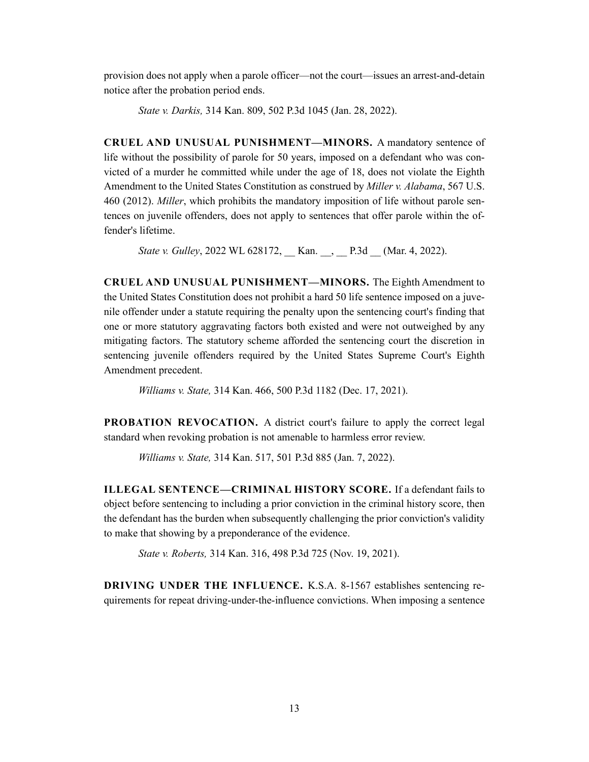provision does not apply when a parole officer—not the court—issues an arrest-and-detain notice after the probation period ends.

*State v. Darkis,* 314 Kan. 809, 502 P.3d 1045 (Jan. 28, 2022).

**CRUEL AND UNUSUAL PUNISHMENT—MINORS.** A mandatory sentence of life without the possibility of parole for 50 years, imposed on a defendant who was convicted of a murder he committed while under the age of 18, does not violate the Eighth Amendment to the United States Constitution as construed by *Miller v. Alabama*, 567 U.S. 460 (2012). *Miller*, which prohibits the mandatory imposition of life without parole sentences on juvenile offenders, does not apply to sentences that offer parole within the offender's lifetime.

*State v. Gulley*, 2022 WL 628172, __ Kan. __, __ P.3d __ (Mar. 4, 2022).

**CRUEL AND UNUSUAL PUNISHMENT—MINORS.** The Eighth Amendment to the United States Constitution does not prohibit a hard 50 life sentence imposed on a juvenile offender under a statute requiring the penalty upon the sentencing court's finding that one or more statutory aggravating factors both existed and were not outweighed by any mitigating factors. The statutory scheme afforded the sentencing court the discretion in sentencing juvenile offenders required by the United States Supreme Court's Eighth Amendment precedent.

*Williams v. State,* 314 Kan. 466, 500 P.3d 1182 (Dec. 17, 2021).

**PROBATION REVOCATION.** A district court's failure to apply the correct legal standard when revoking probation is not amenable to harmless error review.

*Williams v. State,* 314 Kan. 517, 501 P.3d 885 (Jan. 7, 2022).

**ILLEGAL SENTENCE—CRIMINAL HISTORY SCORE.** If a defendant fails to object before sentencing to including a prior conviction in the criminal history score, then the defendant has the burden when subsequently challenging the prior conviction's validity to make that showing by a preponderance of the evidence.

*State v. Roberts,* 314 Kan. 316, 498 P.3d 725 (Nov. 19, 2021).

**DRIVING UNDER THE INFLUENCE.** K.S.A. 8-1567 establishes sentencing requirements for repeat driving-under-the-influence convictions. When imposing a sentence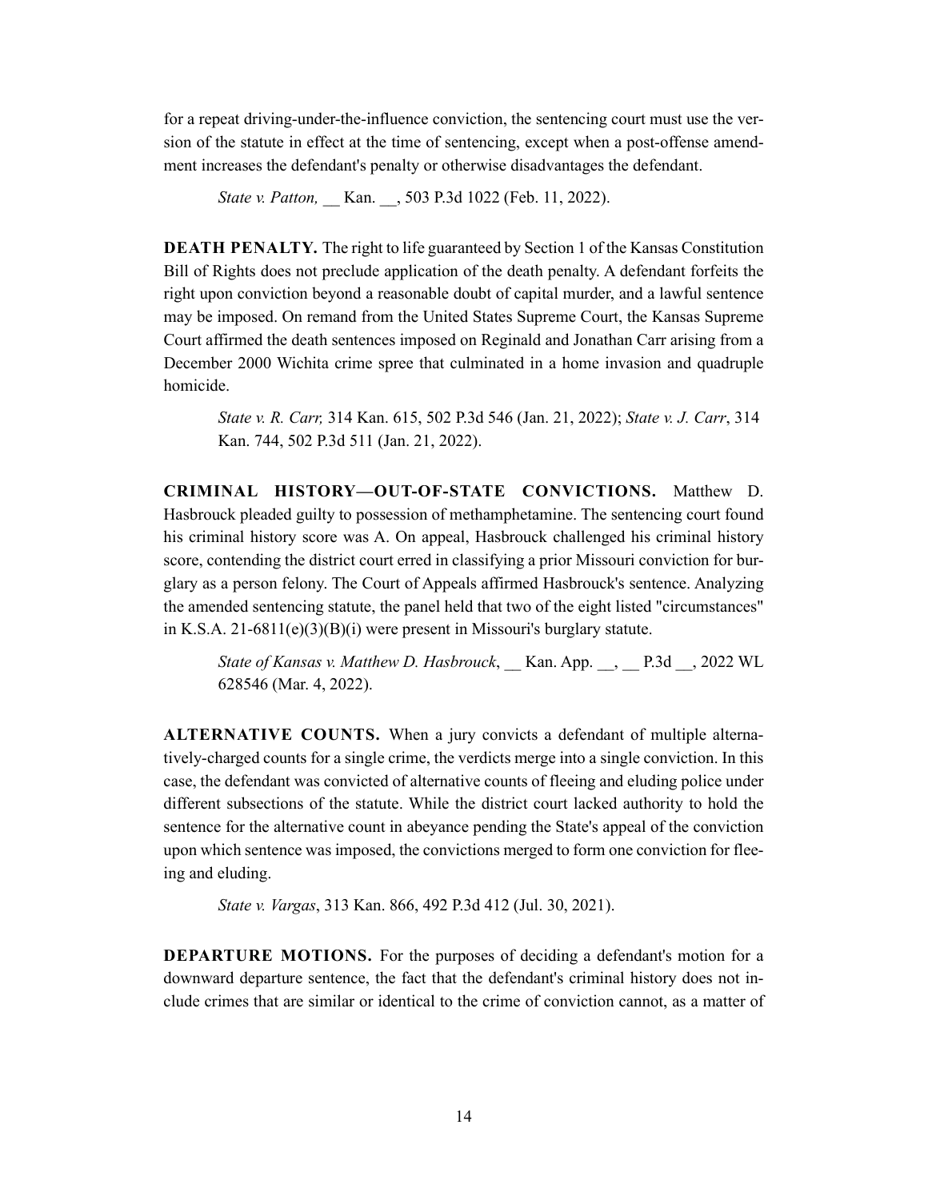for a repeat driving-under-the-influence conviction, the sentencing court must use the version of the statute in effect at the time of sentencing, except when a post-offense amendment increases the defendant's penalty or otherwise disadvantages the defendant.

*State v. Patton,* __ Kan. __, 503 P.3d 1022 (Feb. 11, 2022).

**DEATH PENALTY.** The right to life guaranteed by Section 1 of the Kansas Constitution Bill of Rights does not preclude application of the death penalty. A defendant forfeits the right upon conviction beyond a reasonable doubt of capital murder, and a lawful sentence may be imposed. On remand from the United States Supreme Court, the Kansas Supreme Court affirmed the death sentences imposed on Reginald and Jonathan Carr arising from a December 2000 Wichita crime spree that culminated in a home invasion and quadruple homicide.

*State v. R. Carr,* 314 Kan. 615, 502 P.3d 546 (Jan. 21, 2022); *State v. J. Carr*, 314 Kan. 744, 502 P.3d 511 (Jan. 21, 2022).

**CRIMINAL HISTORY—OUT-OF-STATE CONVICTIONS.** Matthew D. Hasbrouck pleaded guilty to possession of methamphetamine. The sentencing court found his criminal history score was A. On appeal, Hasbrouck challenged his criminal history score, contending the district court erred in classifying a prior Missouri conviction for burglary as a person felony. The Court of Appeals affirmed Hasbrouck's sentence. Analyzing the amended sentencing statute, the panel held that two of the eight listed "circumstances" in K.S.A. 21-6811(e)(3)(B)(i) were present in Missouri's burglary statute.

*State of Kansas v. Matthew D. Hasbrouck*, __ Kan. App. __, __ P.3d __, 2022 WL 628546 (Mar. 4, 2022).

**ALTERNATIVE COUNTS.** When a jury convicts a defendant of multiple alternatively-charged counts for a single crime, the verdicts merge into a single conviction. In this case, the defendant was convicted of alternative counts of fleeing and eluding police under different subsections of the statute. While the district court lacked authority to hold the sentence for the alternative count in abeyance pending the State's appeal of the conviction upon which sentence was imposed, the convictions merged to form one conviction for fleeing and eluding.

*State v. Vargas*, 313 Kan. 866, 492 P.3d 412 (Jul. 30, 2021).

**DEPARTURE MOTIONS.** For the purposes of deciding a defendant's motion for a downward departure sentence, the fact that the defendant's criminal history does not include crimes that are similar or identical to the crime of conviction cannot, as a matter of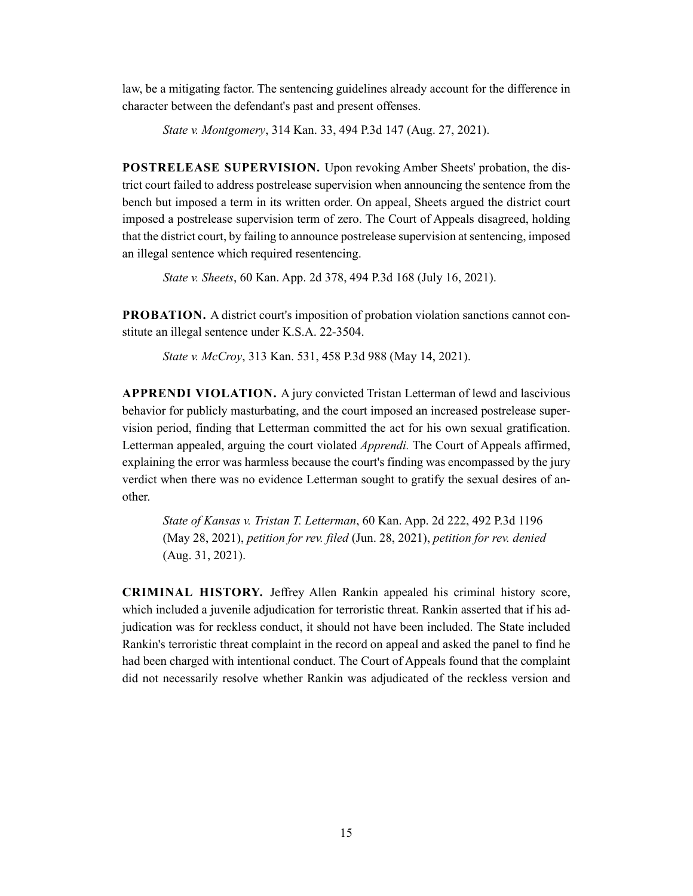law, be a mitigating factor. The sentencing guidelines already account for the difference in character between the defendant's past and present offenses.

> *State v. Montgomery*, 314 Kan. 33, 494 P.3d 147 (Aug. 27, 2021).

**POSTRELEASE SUPERVISION.** Upon revoking Amber Sheets' probation, the district court failed to address postrelease supervision when announcing the sentence from the bench but imposed a term in its written order. On appeal, Sheets argued the district court imposed a postrelease supervision term of zero. The Court of Appeals disagreed, holding that the district court, by failing to announce postrelease supervision at sentencing, imposed an illegal sentence which required resentencing.

> *State v. Sheets*, 60 Kan. App. 2d 378, 494 P.3d 168 (July 16, 2021).

**PROBATION.** A district court's imposition of probation violation sanctions cannot constitute an illegal sentence under K.S.A. 22-3504.

> *State v. McCroy*, 313 Kan. 531, 458 P.3d 988 (May 14, 2021).

**APPRENDI VIOLATION.** A jury convicted Tristan Letterman of lewd and lascivious behavior for publicly masturbating, and the court imposed an increased postrelease supervision period, finding that Letterman committed the act for his own sexual gratification. Letterman appealed, arguing the court violated *Apprendi.* The Court of Appeals affirmed, explaining the error was harmless because the court's finding was encompassed by the jury verdict when there was no evidence Letterman sought to gratify the sexual desires of another.

> *State of Kansas v. Tristan T. Letterman*, 60 Kan. App. 2d 222, 492 P.3d 1196 (May 28, 2021), *petition for rev. filed* (Jun. 28, 2021), *petition for rev. denied* (Aug. 31, 2021).

**CRIMINAL HISTORY.** Jeffrey Allen Rankin appealed his criminal history score, which included a juvenile adjudication for terroristic threat. Rankin asserted that if his adjudication was for reckless conduct, it should not have been included. The State included Rankin's terroristic threat complaint in the record on appeal and asked the panel to find he had been charged with intentional conduct. The Court of Appeals found that the complaint did not necessarily resolve whether Rankin was adjudicated of the reckless version and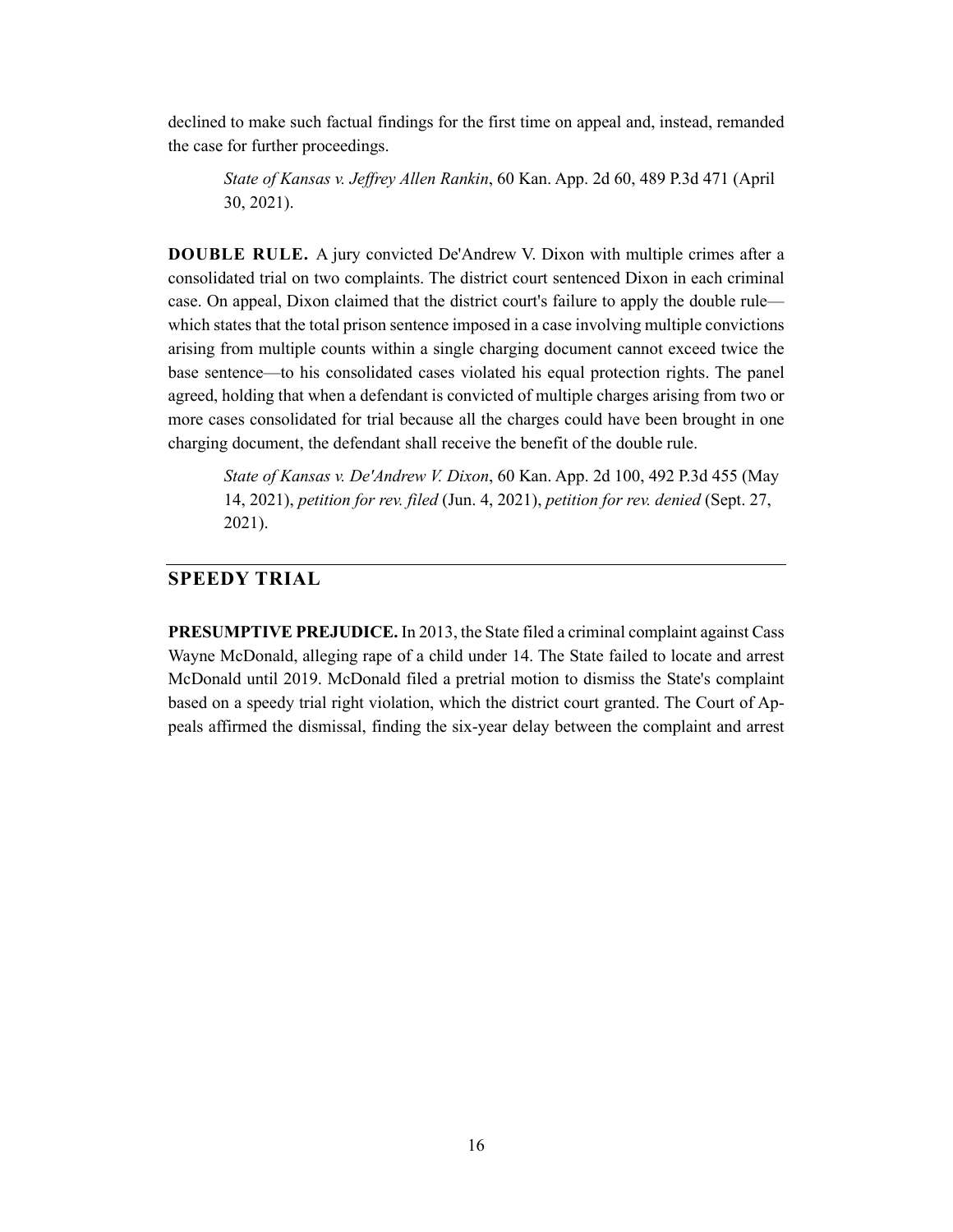declined to make such factual findings for the first time on appeal and, instead, remanded the case for further proceedings.

> *State of Kansas v. Jeffrey Allen Rankin*, 60 Kan. App. 2d 60, 489 P.3d 471 (April 30, 2021).

**DOUBLE RULE.** A jury convicted De'Andrew V. Dixon with multiple crimes after a consolidated trial on two complaints. The district court sentenced Dixon in each criminal case. On appeal, Dixon claimed that the district court's failure to apply the double rule—which states that the total prison sentence imposed in a case involving multiple convictions arising from multiple counts within a single charging document cannot exceed twice the base sentence—to his consolidated cases violated his equal protection rights. The panel agreed, holding that when a defendant is convicted of multiple charges arising from two or more cases consolidated for trial because all the charges could have been brought in one charging document, the defendant shall receive the benefit of the double rule.

> *State of Kansas v. De'Andrew V. Dixon*, 60 Kan. App. 2d 100, 492 P.3d 455 (May 14, 2021), *petition for rev. filed* (Jun. 4, 2021), *petition for rev. denied* (Sept. 27, 2021).

## SPEEDY TRIAL

**PRESUMPTIVE PREJUDICE.** In 2013, the State filed a criminal complaint against Cass Wayne McDonald, alleging rape of a child under 14. The State failed to locate and arrest McDonald until 2019. McDonald filed a pretrial motion to dismiss the State's complaint based on a speedy trial right violation, which the district court granted. The Court of Appeals affirmed the dismissal, finding the six-year delay between the complaint and arrest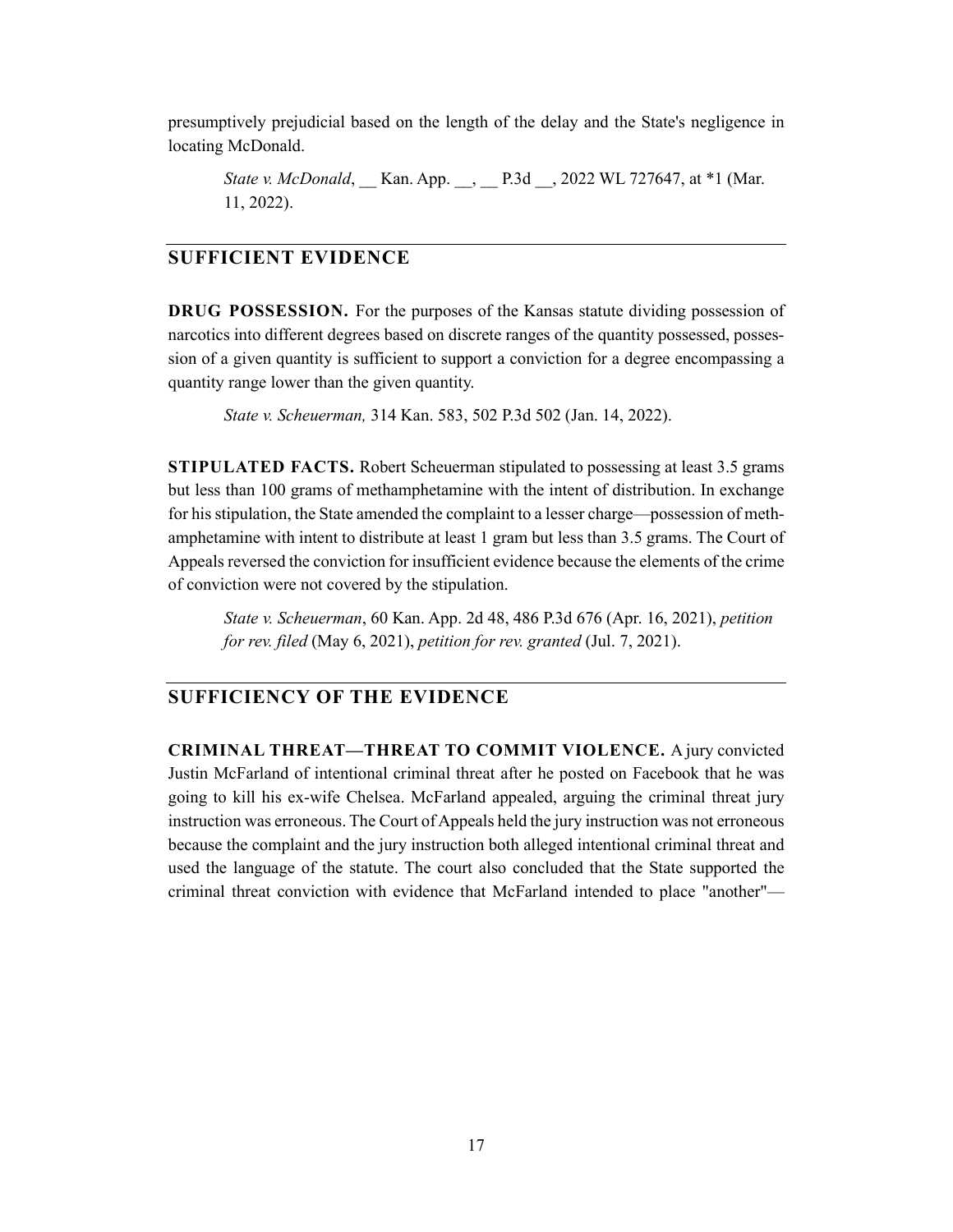presumptively prejudicial based on the length of the delay and the State's negligence in locating McDonald.

> *State v. McDonald*, __ Kan. App. __, __ P.3d __, 2022 WL 727647, at *1 (Mar. 11, 2022).

## SUFFICIENT EVIDENCE

**DRUG POSSESSION.** For the purposes of the Kansas statute dividing possession of narcotics into different degrees based on discrete ranges of the quantity possessed, possession of a given quantity is sufficient to support a conviction for a degree encompassing a quantity range lower than the given quantity.

> *State v. Scheuerman,* 314 Kan. 583, 502 P.3d 502 (Jan. 14, 2022).

**STIPULATED FACTS.** Robert Scheuerman stipulated to possessing at least 3.5 grams but less than 100 grams of methamphetamine with the intent of distribution. In exchange for his stipulation, the State amended the complaint to a lesser charge—possession of methamphetamine with intent to distribute at least 1 gram but less than 3.5 grams. The Court of Appeals reversed the conviction for insufficient evidence because the elements of the crime of conviction were not covered by the stipulation.

> *State v. Scheuerman*, 60 Kan. App. 2d 48, 486 P.3d 676 (Apr. 16, 2021), *petition for rev. filed* (May 6, 2021), *petition for rev. granted* (Jul. 7, 2021).

## SUFFICIENCY OF THE EVIDENCE

**CRIMINAL THREAT—THREAT TO COMMIT VIOLENCE.** A jury convicted Justin McFarland of intentional criminal threat after he posted on Facebook that he was going to kill his ex-wife Chelsea. McFarland appealed, arguing the criminal threat jury instruction was erroneous. The Court of Appeals held the jury instruction was not erroneous because the complaint and the jury instruction both alleged intentional criminal threat and used the language of the statute. The court also concluded that the State supported the criminal threat conviction with evidence that McFarland intended to place "another"—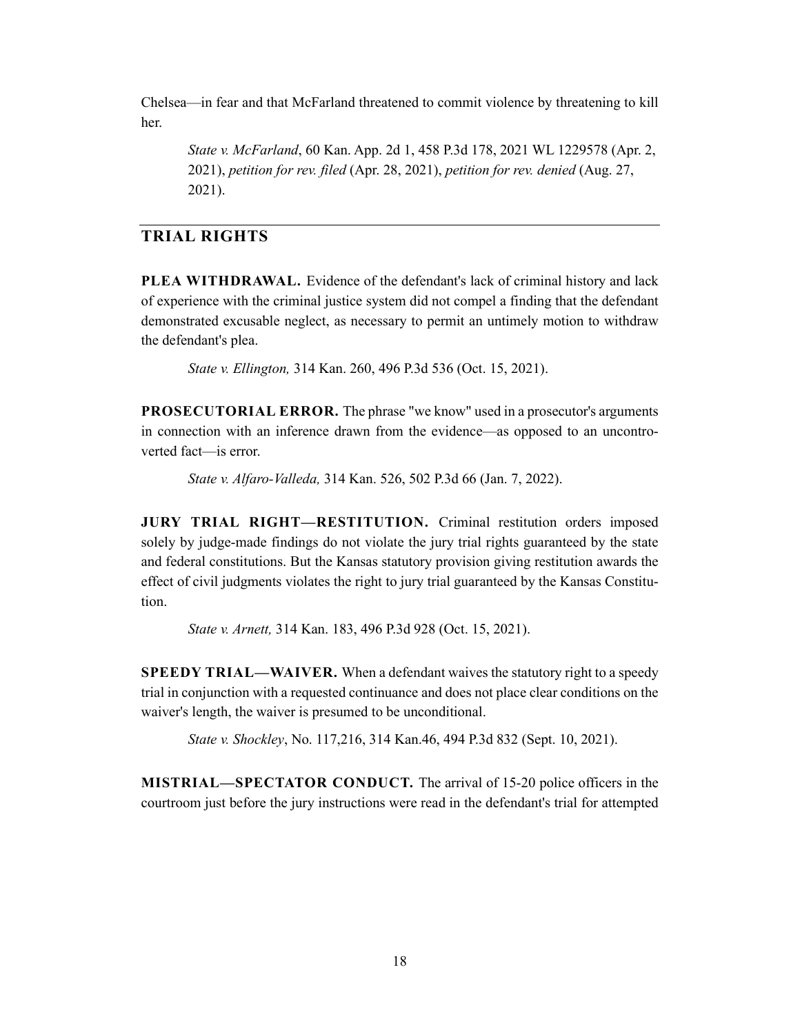Chelsea—in fear and that McFarland threatened to commit violence by threatening to kill her.

> *State v. McFarland*, 60 Kan. App. 2d 1, 458 P.3d 178, 2021 WL 1229578 (Apr. 2, 2021), *petition for rev. filed* (Apr. 28, 2021), *petition for rev. denied* (Aug. 27, 2021).

## TRIAL RIGHTS

**PLEA WITHDRAWAL.** Evidence of the defendant's lack of criminal history and lack of experience with the criminal justice system did not compel a finding that the defendant demonstrated excusable neglect, as necessary to permit an untimely motion to withdraw the defendant's plea.

> *State v. Ellington,* 314 Kan. 260, 496 P.3d 536 (Oct. 15, 2021).

**PROSECUTORIAL ERROR.** The phrase "we know" used in a prosecutor's arguments in connection with an inference drawn from the evidence—as opposed to an uncontroverted fact—is error.

> *State v. Alfaro-Valleda,* 314 Kan. 526, 502 P.3d 66 (Jan. 7, 2022).

**JURY TRIAL RIGHT—RESTITUTION.** Criminal restitution orders imposed solely by judge-made findings do not violate the jury trial rights guaranteed by the state and federal constitutions. But the Kansas statutory provision giving restitution awards the effect of civil judgments violates the right to jury trial guaranteed by the Kansas Constitution.

> *State v. Arnett,* 314 Kan. 183, 496 P.3d 928 (Oct. 15, 2021).

**SPEEDY TRIAL—WAIVER.** When a defendant waives the statutory right to a speedy trial in conjunction with a requested continuance and does not place clear conditions on the waiver's length, the waiver is presumed to be unconditional.

> *State v. Shockley*, No. 117,216, 314 Kan.46, 494 P.3d 832 (Sept. 10, 2021).

**MISTRIAL—SPECTATOR CONDUCT.** The arrival of 15-20 police officers in the courtroom just before the jury instructions were read in the defendant's trial for attempted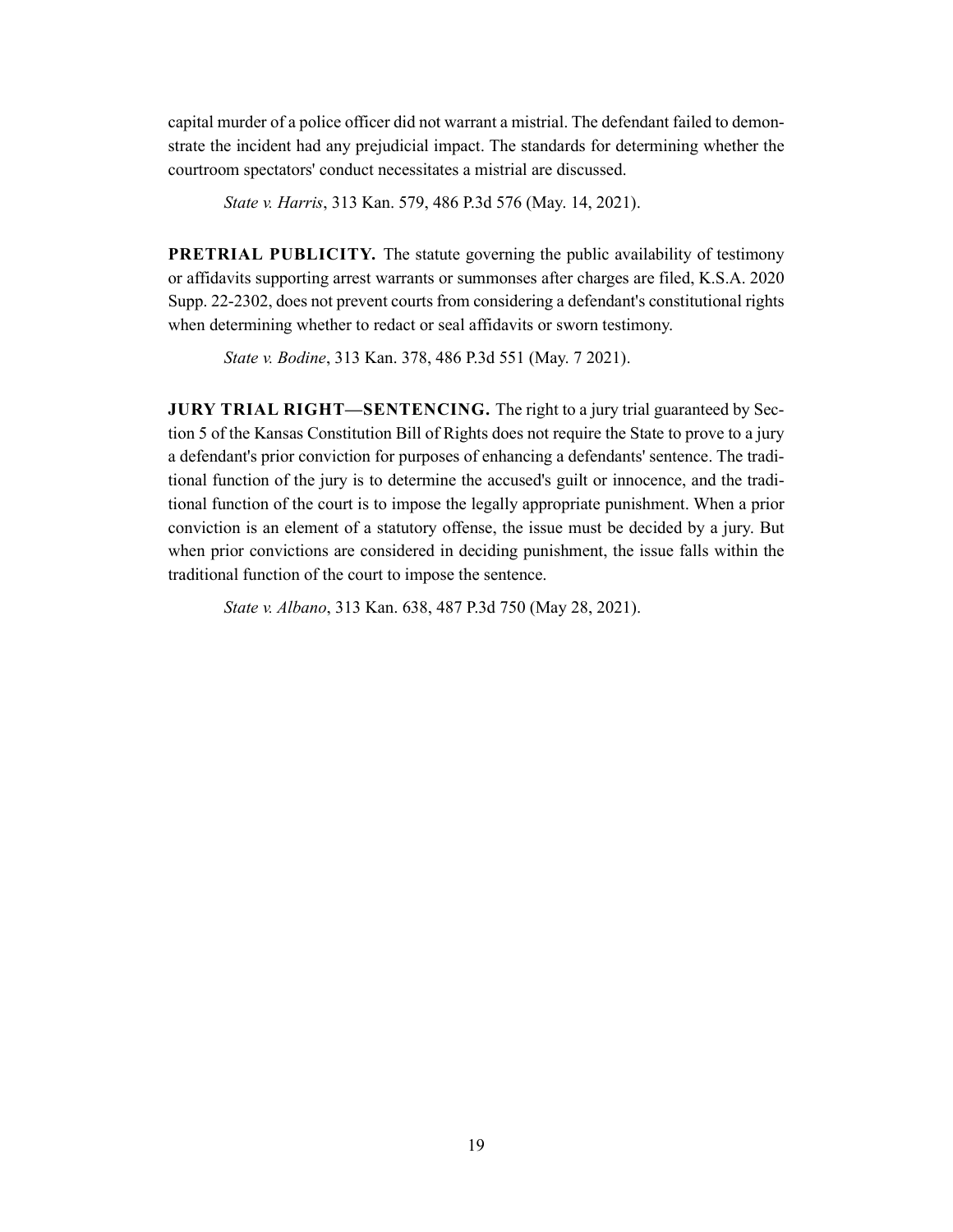capital murder of a police officer did not warrant a mistrial. The defendant failed to demonstrate the incident had any prejudicial impact. The standards for determining whether the courtroom spectators' conduct necessitates a mistrial are discussed.

*State v. Harris*, 313 Kan. 579, 486 P.3d 576 (May. 14, 2021).

**PRETRIAL PUBLICITY.** The statute governing the public availability of testimony or affidavits supporting arrest warrants or summonses after charges are filed, K.S.A. 2020 Supp. 22-2302, does not prevent courts from considering a defendant's constitutional rights when determining whether to redact or seal affidavits or sworn testimony.

*State v. Bodine*, 313 Kan. 378, 486 P.3d 551 (May. 7 2021).

**JURY TRIAL RIGHT—SENTENCING.** The right to a jury trial guaranteed by Section 5 of the Kansas Constitution Bill of Rights does not require the State to prove to a jury a defendant's prior conviction for purposes of enhancing a defendants' sentence. The traditional function of the jury is to determine the accused's guilt or innocence, and the traditional function of the court is to impose the legally appropriate punishment. When a prior conviction is an element of a statutory offense, the issue must be decided by a jury. But when prior convictions are considered in deciding punishment, the issue falls within the traditional function of the court to impose the sentence.

*State v. Albano*, 313 Kan. 638, 487 P.3d 750 (May 28, 2021).